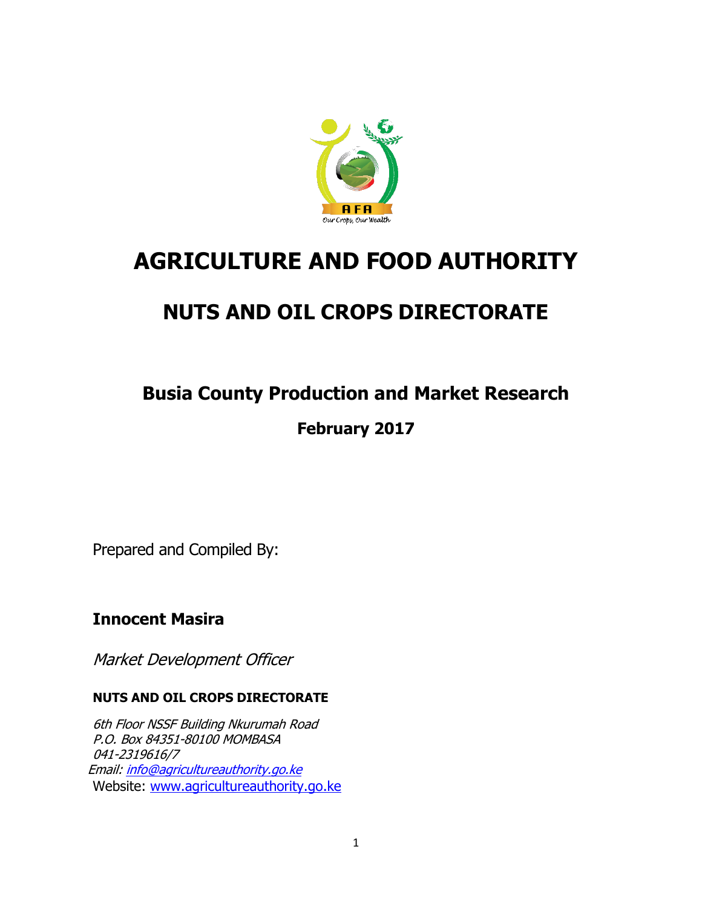# AGRICULTURE AND FOOD AUTHORITY

## NUTS AND OIL CROPS DIRECTORATE

### Busia County Production and Market Research

**February 2017**

Prepared and Compiled By:

**Innocent Masira**

*Market Development Officer*

**NUTS AND OIL CROPS DIRECTORATE**

*6th Floor NSSF Building Nkurumah Road*
*P.O. Box 84351-80100 MOMBASA*
*041-2319616/7*
*Email: info@agricultureauthority.go.ke*
Website: www.agricultureauthority.go.ke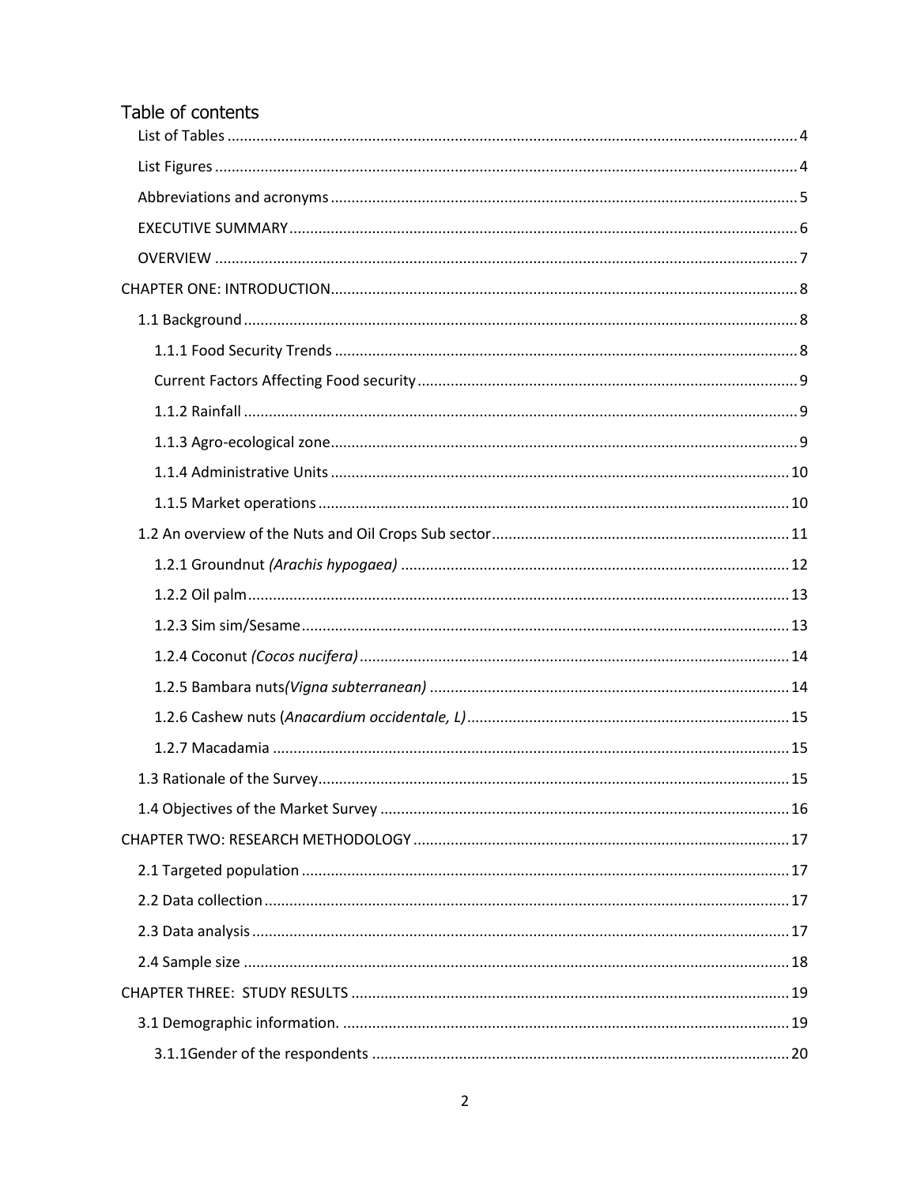# Table of contents

- List of Tables ........ 4
- List Figures ........ 4
- Abbreviations and acronyms ........ 5
- EXECUTIVE SUMMARY ........ 6
- OVERVIEW ........ 7

CHAPTER ONE: INTRODUCTION ........ 8

- 1.1 Background ........ 8
  - 1.1.1 Food Security Trends ........ 8
  - Current Factors Affecting Food security ........ 9
  - 1.1.2 Rainfall ........ 9
  - 1.1.3 Agro-ecological zone ........ 9
  - 1.1.4 Administrative Units ........ 10
  - 1.1.5 Market operations ........ 10
- 1.2 An overview of the Nuts and Oil Crops Sub sector ........ 11
  - 1.2.1 Groundnut *(Arachis hypogaea)* ........ 12
  - 1.2.2 Oil palm ........ 13
  - 1.2.3 Sim sim/Sesame ........ 13
  - 1.2.4 Coconut *(Cocos nucifera)* ........ 14
  - 1.2.5 Bambara nuts*(Vigna subterranean)* ........ 14
  - 1.2.6 Cashew nuts (*Anacardium occidentale, L)* ........ 15
  - 1.2.7 Macadamia ........ 15
- 1.3 Rationale of the Survey ........ 15
- 1.4 Objectives of the Market Survey ........ 16

CHAPTER TWO: RESEARCH METHODOLOGY ........ 17

- 2.1 Targeted population ........ 17
- 2.2 Data collection ........ 17
- 2.3 Data analysis ........ 17
- 2.4 Sample size ........ 18

CHAPTER THREE: STUDY RESULTS ........ 19

- 3.1 Demographic information. ........ 19
  - 3.1.1Gender of the respondents ........ 20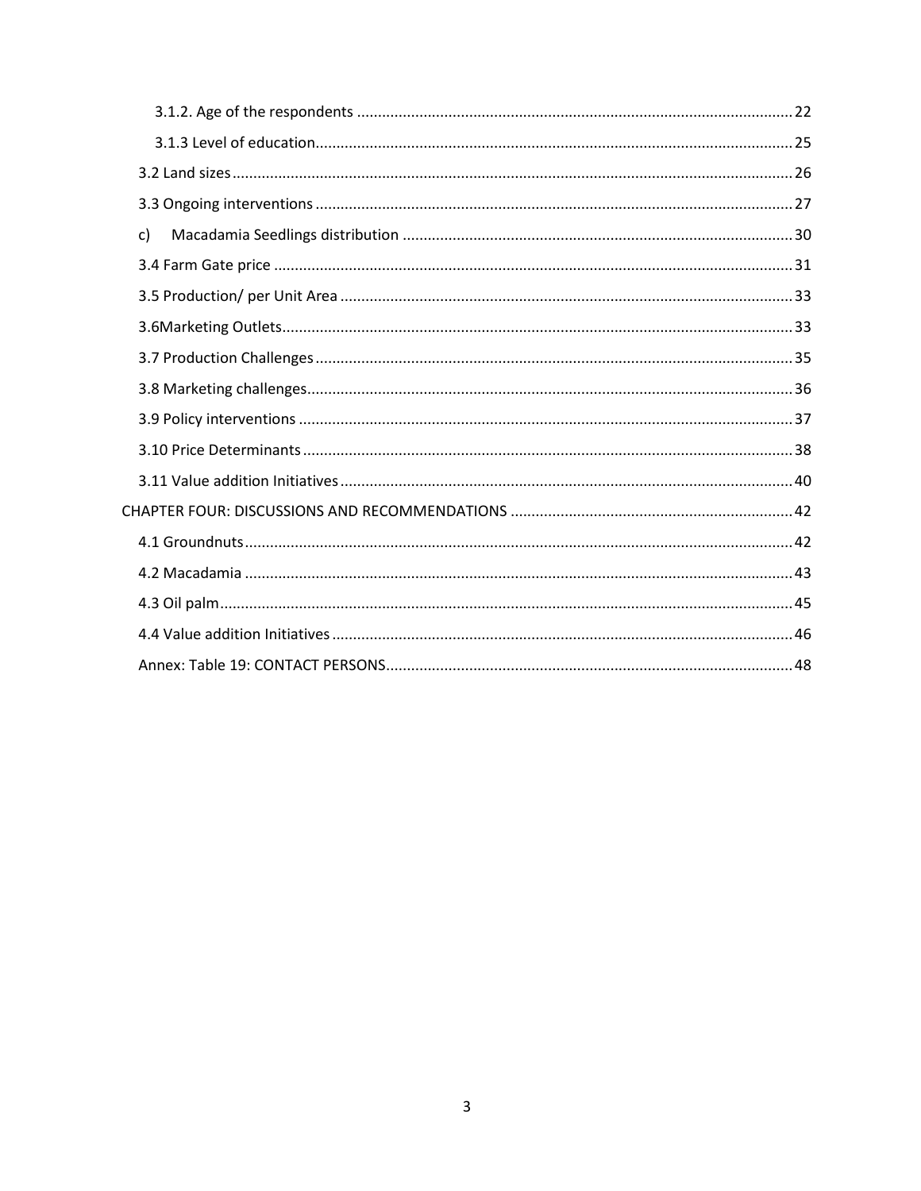3.1.2. Age of the respondents ........................................................................................................ 22

3.1.3 Level of education................................................................................................................. 25

3.2 Land sizes ...................................................................................................................................... 26

3.3 Ongoing interventions .................................................................................................................. 27

c) Macadamia Seedlings distribution ............................................................................................. 30

3.4 Farm Gate price ............................................................................................................................ 31

3.5 Production/ per Unit Area ............................................................................................................ 33

3.6Marketing Outlets.......................................................................................................................... 33

3.7 Production Challenges .................................................................................................................. 35

3.8 Marketing challenges.................................................................................................................... 36

3.9 Policy interventions ...................................................................................................................... 37

3.10 Price Determinants ..................................................................................................................... 38

3.11 Value addition Initiatives ............................................................................................................ 40

CHAPTER FOUR: DISCUSSIONS AND RECOMMENDATIONS ................................................................... 42

4.1 Groundnuts ................................................................................................................................... 42

4.2 Macadamia ................................................................................................................................... 43

4.3 Oil palm......................................................................................................................................... 45

4.4 Value addition Initiatives .............................................................................................................. 46

Annex: Table 19: CONTACT PERSONS................................................................................................. 48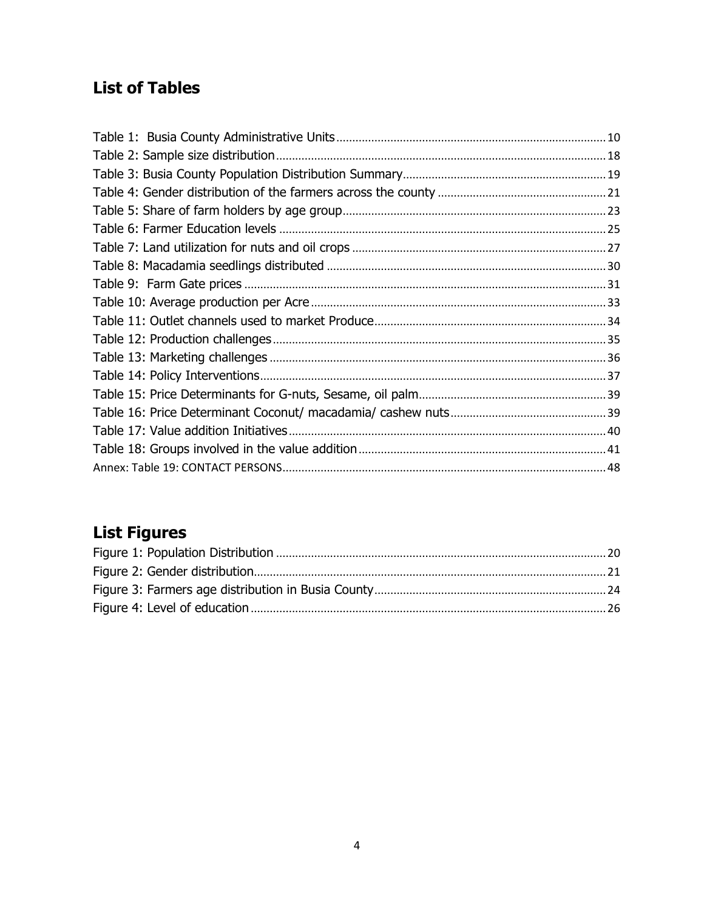## List of Tables

Table 1: Busia County Administrative Units ........ 10
Table 2: Sample size distribution ........ 18
Table 3: Busia County Population Distribution Summary ........ 19
Table 4: Gender distribution of the farmers across the county ........ 21
Table 5: Share of farm holders by age group ........ 23
Table 6: Farmer Education levels ........ 25
Table 7: Land utilization for nuts and oil crops ........ 27
Table 8: Macadamia seedlings distributed ........ 30
Table 9: Farm Gate prices ........ 31
Table 10: Average production per Acre ........ 33
Table 11: Outlet channels used to market Produce ........ 34
Table 12: Production challenges ........ 35
Table 13: Marketing challenges ........ 36
Table 14: Policy Interventions ........ 37
Table 15: Price Determinants for G-nuts, Sesame, oil palm ........ 39
Table 16: Price Determinant Coconut/ macadamia/ cashew nuts ........ 39
Table 17: Value addition Initiatives ........ 40
Table 18: Groups involved in the value addition ........ 41
Annex: Table 19: CONTACT PERSONS ........ 48

## List Figures

Figure 1: Population Distribution ........ 20
Figure 2: Gender distribution ........ 21
Figure 3: Farmers age distribution in Busia County ........ 24
Figure 4: Level of education ........ 26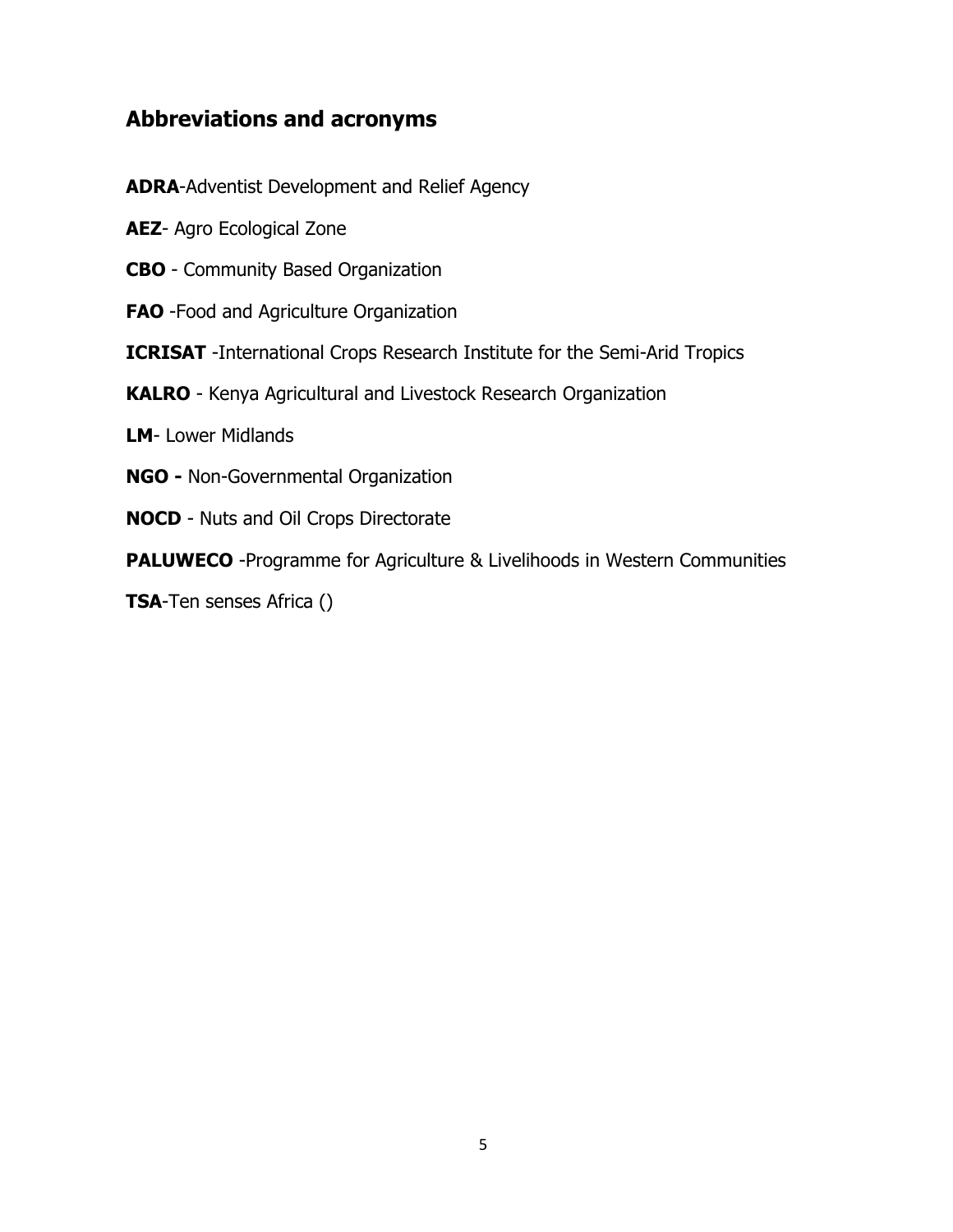## Abbreviations and acronyms

**ADRA**-Adventist Development and Relief Agency

**AEZ**- Agro Ecological Zone

**CBO** - Community Based Organization

**FAO** -Food and Agriculture Organization

**ICRISAT** -International Crops Research Institute for the Semi-Arid Tropics

**KALRO** - Kenya Agricultural and Livestock Research Organization

**LM**- Lower Midlands

**NGO -** Non-Governmental Organization

**NOCD** - Nuts and Oil Crops Directorate

**PALUWECO** -Programme for Agriculture & Livelihoods in Western Communities

**TSA**-Ten senses Africa ()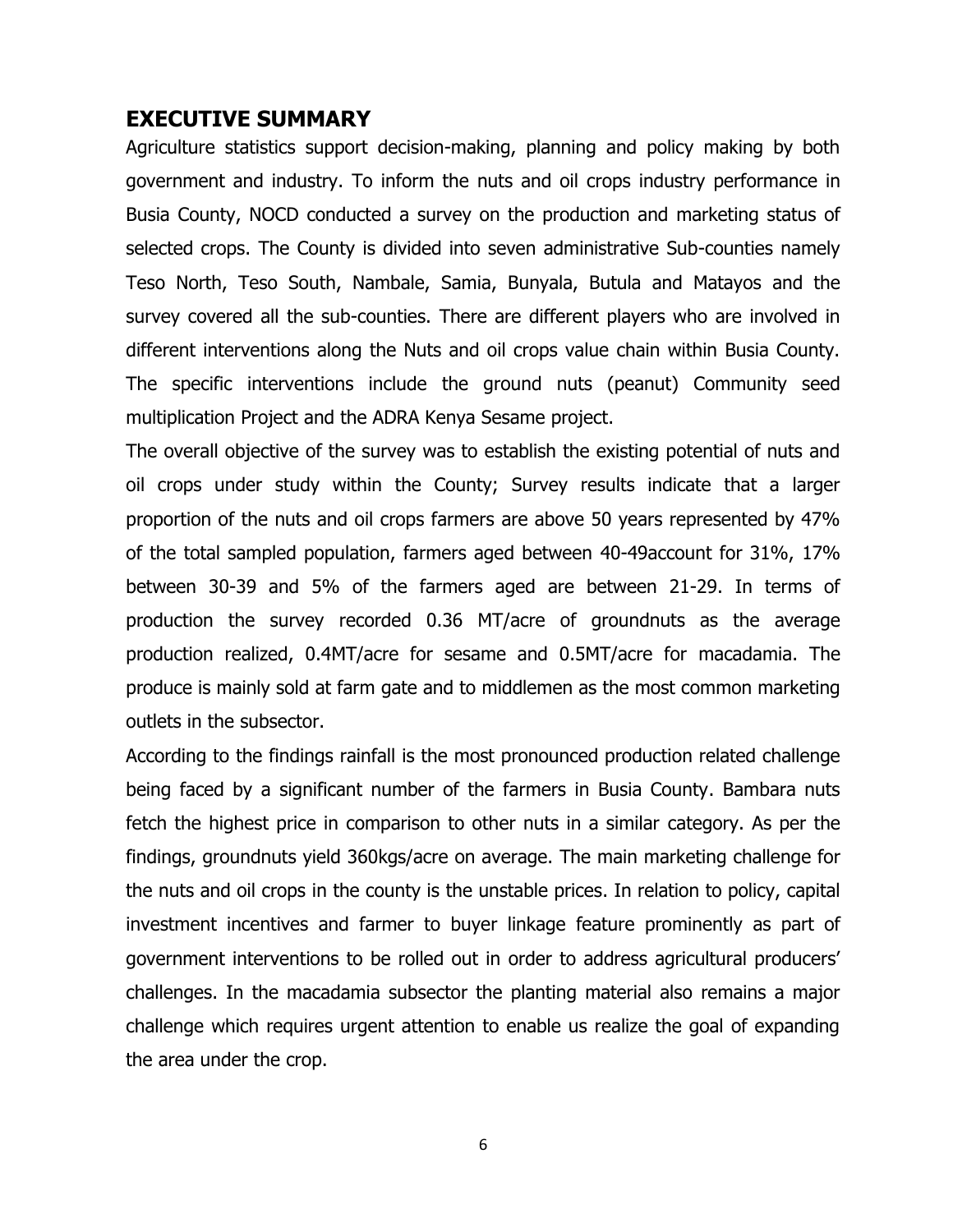## EXECUTIVE SUMMARY

Agriculture statistics support decision-making, planning and policy making by both government and industry. To inform the nuts and oil crops industry performance in Busia County, NOCD conducted a survey on the production and marketing status of selected crops. The County is divided into seven administrative Sub-counties namely Teso North, Teso South, Nambale, Samia, Bunyala, Butula and Matayos and the survey covered all the sub-counties. There are different players who are involved in different interventions along the Nuts and oil crops value chain within Busia County. The specific interventions include the ground nuts (peanut) Community seed multiplication Project and the ADRA Kenya Sesame project.

The overall objective of the survey was to establish the existing potential of nuts and oil crops under study within the County; Survey results indicate that a larger proportion of the nuts and oil crops farmers are above 50 years represented by 47% of the total sampled population, farmers aged between 40-49account for 31%, 17% between 30-39 and 5% of the farmers aged are between 21-29. In terms of production the survey recorded 0.36 MT/acre of groundnuts as the average production realized, 0.4MT/acre for sesame and 0.5MT/acre for macadamia. The produce is mainly sold at farm gate and to middlemen as the most common marketing outlets in the subsector.

According to the findings rainfall is the most pronounced production related challenge being faced by a significant number of the farmers in Busia County. Bambara nuts fetch the highest price in comparison to other nuts in a similar category. As per the findings, groundnuts yield 360kgs/acre on average. The main marketing challenge for the nuts and oil crops in the county is the unstable prices. In relation to policy, capital investment incentives and farmer to buyer linkage feature prominently as part of government interventions to be rolled out in order to address agricultural producers' challenges. In the macadamia subsector the planting material also remains a major challenge which requires urgent attention to enable us realize the goal of expanding the area under the crop.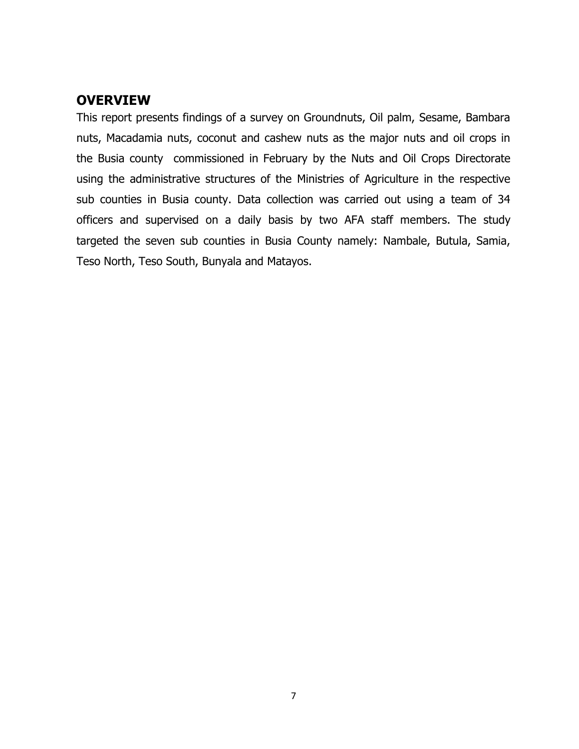## OVERVIEW

This report presents findings of a survey on Groundnuts, Oil palm, Sesame, Bambara nuts, Macadamia nuts, coconut and cashew nuts as the major nuts and oil crops in the Busia county commissioned in February by the Nuts and Oil Crops Directorate using the administrative structures of the Ministries of Agriculture in the respective sub counties in Busia county. Data collection was carried out using a team of 34 officers and supervised on a daily basis by two AFA staff members. The study targeted the seven sub counties in Busia County namely: Nambale, Butula, Samia, Teso North, Teso South, Bunyala and Matayos.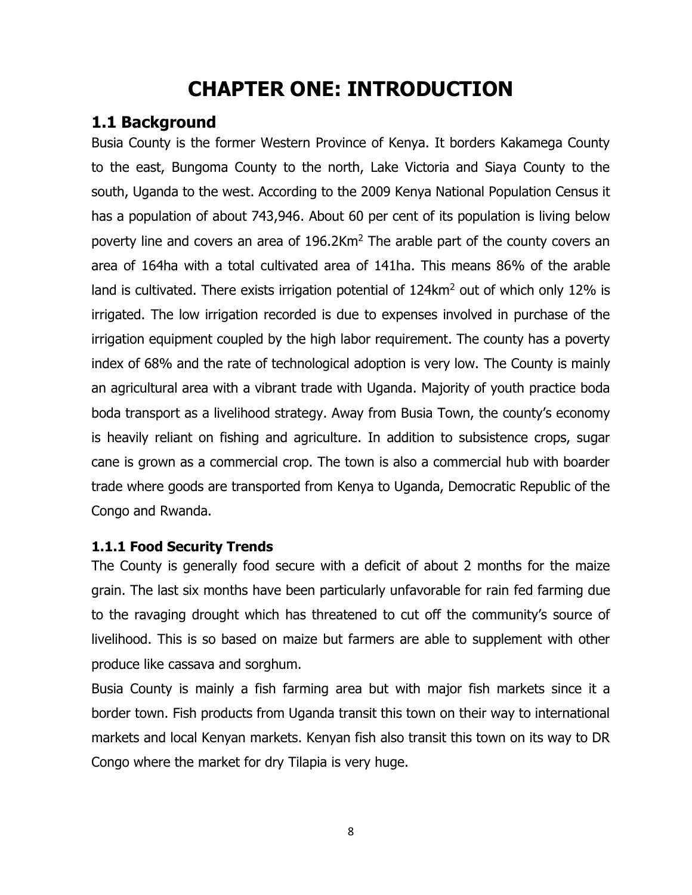# CHAPTER ONE: INTRODUCTION

## 1.1 Background

Busia County is the former Western Province of Kenya. It borders Kakamega County to the east, Bungoma County to the north, Lake Victoria and Siaya County to the south, Uganda to the west. According to the 2009 Kenya National Population Census it has a population of about 743,946. About 60 per cent of its population is living below poverty line and covers an area of 196.2Km$^2$ The arable part of the county covers an area of 164ha with a total cultivated area of 141ha. This means 86% of the arable land is cultivated. There exists irrigation potential of 124km$^2$ out of which only 12% is irrigated. The low irrigation recorded is due to expenses involved in purchase of the irrigation equipment coupled by the high labor requirement. The county has a poverty index of 68% and the rate of technological adoption is very low. The County is mainly an agricultural area with a vibrant trade with Uganda. Majority of youth practice boda boda transport as a livelihood strategy. Away from Busia Town, the county's economy is heavily reliant on fishing and agriculture. In addition to subsistence crops, sugar cane is grown as a commercial crop. The town is also a commercial hub with boarder trade where goods are transported from Kenya to Uganda, Democratic Republic of the Congo and Rwanda.

### 1.1.1 Food Security Trends

The County is generally food secure with a deficit of about 2 months for the maize grain. The last six months have been particularly unfavorable for rain fed farming due to the ravaging drought which has threatened to cut off the community's source of livelihood. This is so based on maize but farmers are able to supplement with other produce like cassava and sorghum.

Busia County is mainly a fish farming area but with major fish markets since it a border town. Fish products from Uganda transit this town on their way to international markets and local Kenyan markets. Kenyan fish also transit this town on its way to DR Congo where the market for dry Tilapia is very huge.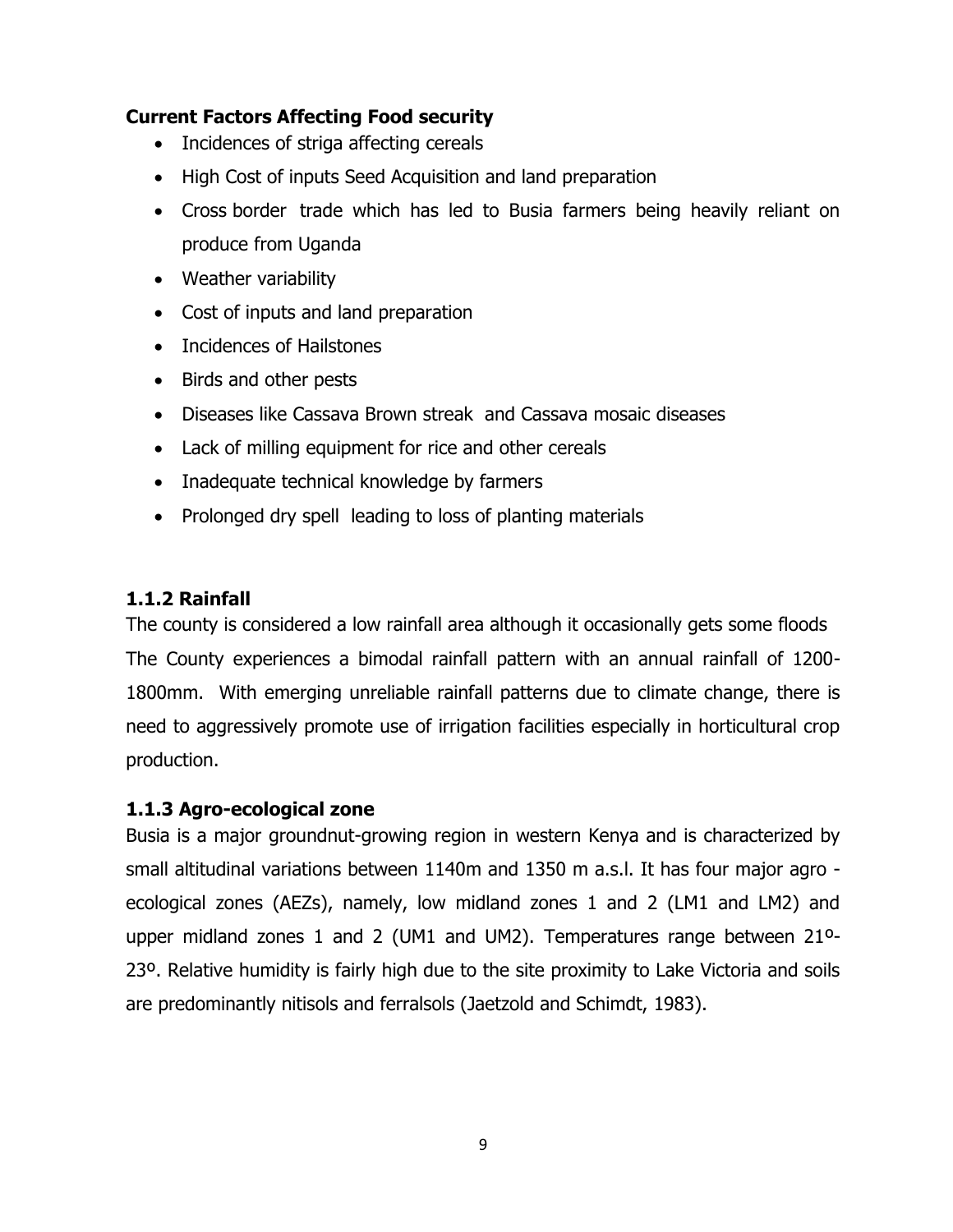**Current Factors Affecting Food security**

- Incidences of striga affecting cereals
- High Cost of inputs Seed Acquisition and land preparation
- Cross border trade which has led to Busia farmers being heavily reliant on produce from Uganda
- Weather variability
- Cost of inputs and land preparation
- Incidences of Hailstones
- Birds and other pests
- Diseases like Cassava Brown streak and Cassava mosaic diseases
- Lack of milling equipment for rice and other cereals
- Inadequate technical knowledge by farmers
- Prolonged dry spell leading to loss of planting materials

### 1.1.2 Rainfall

The county is considered a low rainfall area although it occasionally gets some floods The County experiences a bimodal rainfall pattern with an annual rainfall of 1200-1800mm. With emerging unreliable rainfall patterns due to climate change, there is need to aggressively promote use of irrigation facilities especially in horticultural crop production.

### 1.1.3 Agro-ecological zone

Busia is a major groundnut-growing region in western Kenya and is characterized by small altitudinal variations between 1140m and 1350 m a.s.l. It has four major agro - ecological zones (AEZs), namely, low midland zones 1 and 2 (LM1 and LM2) and upper midland zones 1 and 2 (UM1 and UM2). Temperatures range between 21º-23º. Relative humidity is fairly high due to the site proximity to Lake Victoria and soils are predominantly nitisols and ferralsols (Jaetzold and Schimdt, 1983).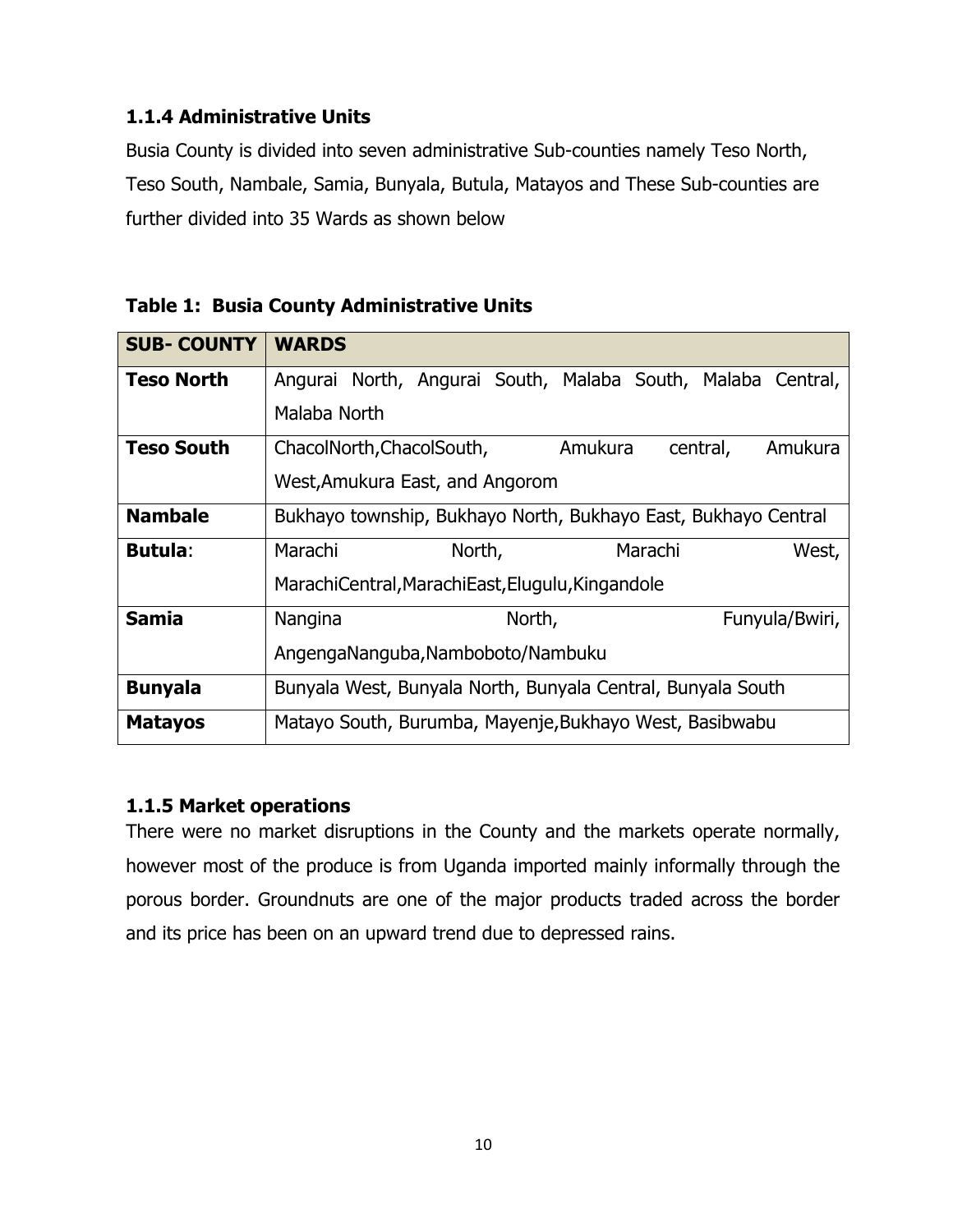### 1.1.4 Administrative Units

Busia County is divided into seven administrative Sub-counties namely Teso North, Teso South, Nambale, Samia, Bunyala, Butula, Matayos and These Sub-counties are further divided into 35 Wards as shown below

**Table 1: Busia County Administrative Units**

| SUB- COUNTY | WARDS |
|---|---|
| **Teso North** | Angurai North, Angurai South, Malaba South, Malaba Central, Malaba North |
| **Teso South** | ChacolNorth,ChacolSouth, Amukura central, Amukura West,Amukura East, and Angorom |
| **Nambale** | Bukhayo township, Bukhayo North, Bukhayo East, Bukhayo Central |
| **Butula**: | Marachi North, Marachi West, MarachiCentral,MarachiEast,Elugulu,Kingandole |
| **Samia** | Nangina North, Funyula/Bwiri, AngengaNanguba,Namboboto/Nambuku |
| **Bunyala** | Bunyala West, Bunyala North, Bunyala Central, Bunyala South |
| **Matayos** | Matayo South, Burumba, Mayenje,Bukhayo West, Basibwabu |

### 1.1.5 Market operations

There were no market disruptions in the County and the markets operate normally, however most of the produce is from Uganda imported mainly informally through the porous border. Groundnuts are one of the major products traded across the border and its price has been on an upward trend due to depressed rains.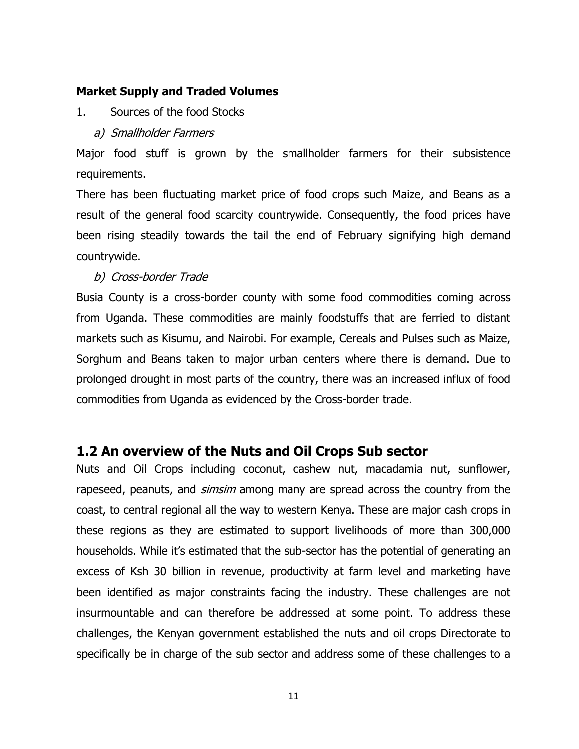**Market Supply and Traded Volumes**

1. Sources of the food Stocks

   *a) Smallholder Farmers*

Major food stuff is grown by the smallholder farmers for their subsistence requirements.

There has been fluctuating market price of food crops such Maize, and Beans as a result of the general food scarcity countrywide. Consequently, the food prices have been rising steadily towards the tail the end of February signifying high demand countrywide.

   *b) Cross-border Trade*

Busia County is a cross-border county with some food commodities coming across from Uganda. These commodities are mainly foodstuffs that are ferried to distant markets such as Kisumu, and Nairobi. For example, Cereals and Pulses such as Maize, Sorghum and Beans taken to major urban centers where there is demand. Due to prolonged drought in most parts of the country, there was an increased influx of food commodities from Uganda as evidenced by the Cross-border trade.

## 1.2 An overview of the Nuts and Oil Crops Sub sector

Nuts and Oil Crops including coconut, cashew nut, macadamia nut, sunflower, rapeseed, peanuts, and *simsim* among many are spread across the country from the coast, to central regional all the way to western Kenya. These are major cash crops in these regions as they are estimated to support livelihoods of more than 300,000 households. While it's estimated that the sub-sector has the potential of generating an excess of Ksh 30 billion in revenue, productivity at farm level and marketing have been identified as major constraints facing the industry. These challenges are not insurmountable and can therefore be addressed at some point. To address these challenges, the Kenyan government established the nuts and oil crops Directorate to specifically be in charge of the sub sector and address some of these challenges to a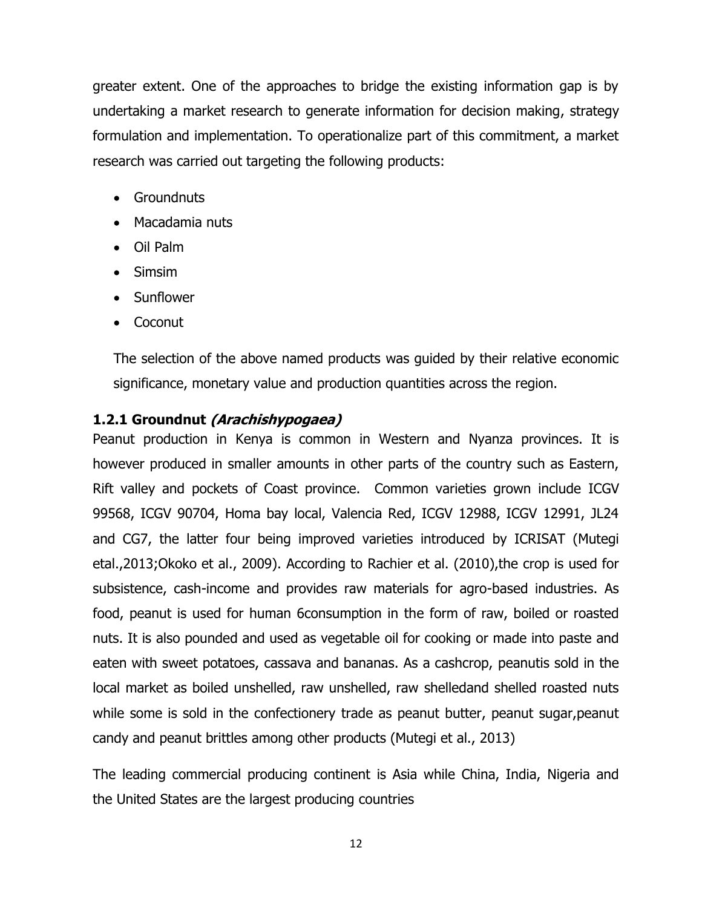greater extent. One of the approaches to bridge the existing information gap is by undertaking a market research to generate information for decision making, strategy formulation and implementation. To operationalize part of this commitment, a market research was carried out targeting the following products:

- Groundnuts
- Macadamia nuts
- Oil Palm
- Simsim
- Sunflower
- Coconut

The selection of the above named products was guided by their relative economic significance, monetary value and production quantities across the region.

### 1.2.1 Groundnut *(Arachishypogaea)*

Peanut production in Kenya is common in Western and Nyanza provinces. It is however produced in smaller amounts in other parts of the country such as Eastern, Rift valley and pockets of Coast province. Common varieties grown include ICGV 99568, ICGV 90704, Homa bay local, Valencia Red, ICGV 12988, ICGV 12991, JL24 and CG7, the latter four being improved varieties introduced by ICRISAT (Mutegi etal.,2013;Okoko et al., 2009). According to Rachier et al. (2010),the crop is used for subsistence, cash-income and provides raw materials for agro-based industries. As food, peanut is used for human 6consumption in the form of raw, boiled or roasted nuts. It is also pounded and used as vegetable oil for cooking or made into paste and eaten with sweet potatoes, cassava and bananas. As a cashcrop, peanutis sold in the local market as boiled unshelled, raw unshelled, raw shelledand shelled roasted nuts while some is sold in the confectionery trade as peanut butter, peanut sugar,peanut candy and peanut brittles among other products (Mutegi et al., 2013)

The leading commercial producing continent is Asia while China, India, Nigeria and the United States are the largest producing countries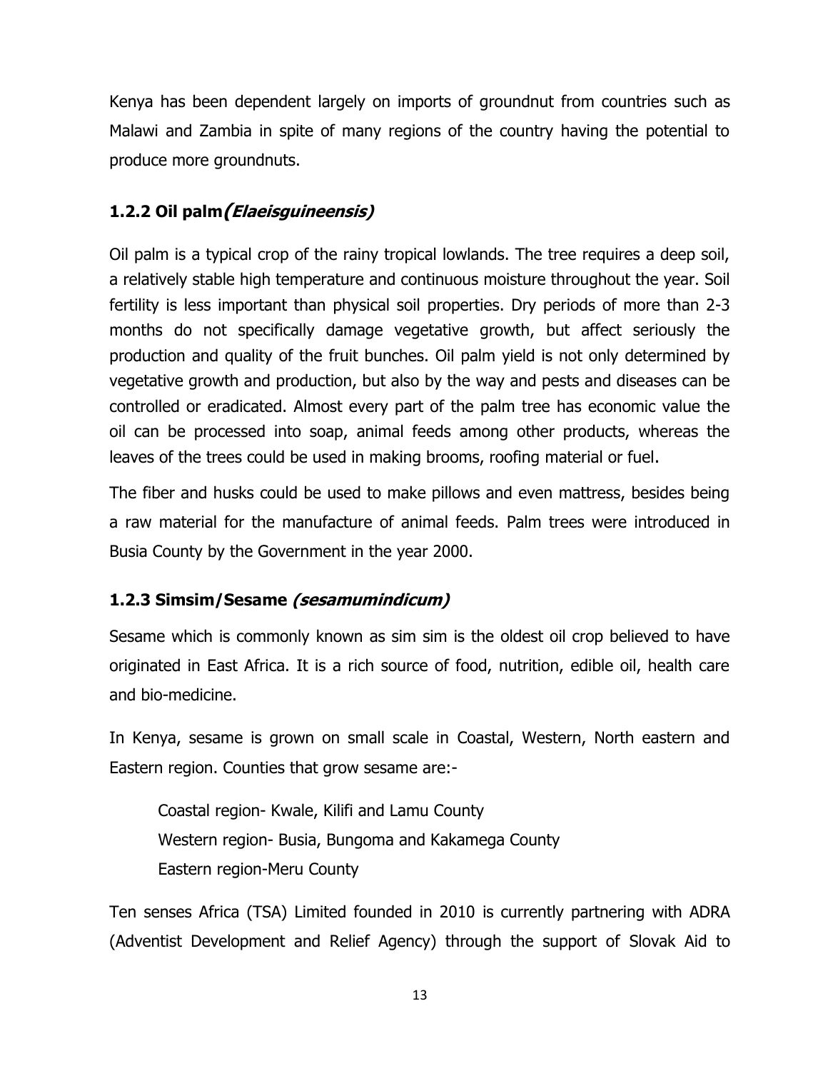Kenya has been dependent largely on imports of groundnut from countries such as Malawi and Zambia in spite of many regions of the country having the potential to produce more groundnuts.

### 1.2.2 Oil palm*(Elaeisguineensis)*

Oil palm is a typical crop of the rainy tropical lowlands. The tree requires a deep soil, a relatively stable high temperature and continuous moisture throughout the year. Soil fertility is less important than physical soil properties. Dry periods of more than 2-3 months do not specifically damage vegetative growth, but affect seriously the production and quality of the fruit bunches. Oil palm yield is not only determined by vegetative growth and production, but also by the way and pests and diseases can be controlled or eradicated. Almost every part of the palm tree has economic value the oil can be processed into soap, animal feeds among other products, whereas the leaves of the trees could be used in making brooms, roofing material or fuel.

The fiber and husks could be used to make pillows and even mattress, besides being a raw material for the manufacture of animal feeds. Palm trees were introduced in Busia County by the Government in the year 2000.

### 1.2.3 Simsim/Sesame *(sesamumindicum)*

Sesame which is commonly known as sim sim is the oldest oil crop believed to have originated in East Africa. It is a rich source of food, nutrition, edible oil, health care and bio-medicine.

In Kenya, sesame is grown on small scale in Coastal, Western, North eastern and Eastern region. Counties that grow sesame are:-

Coastal region- Kwale, Kilifi and Lamu County
Western region- Busia, Bungoma and Kakamega County
Eastern region-Meru County

Ten senses Africa (TSA) Limited founded in 2010 is currently partnering with ADRA (Adventist Development and Relief Agency) through the support of Slovak Aid to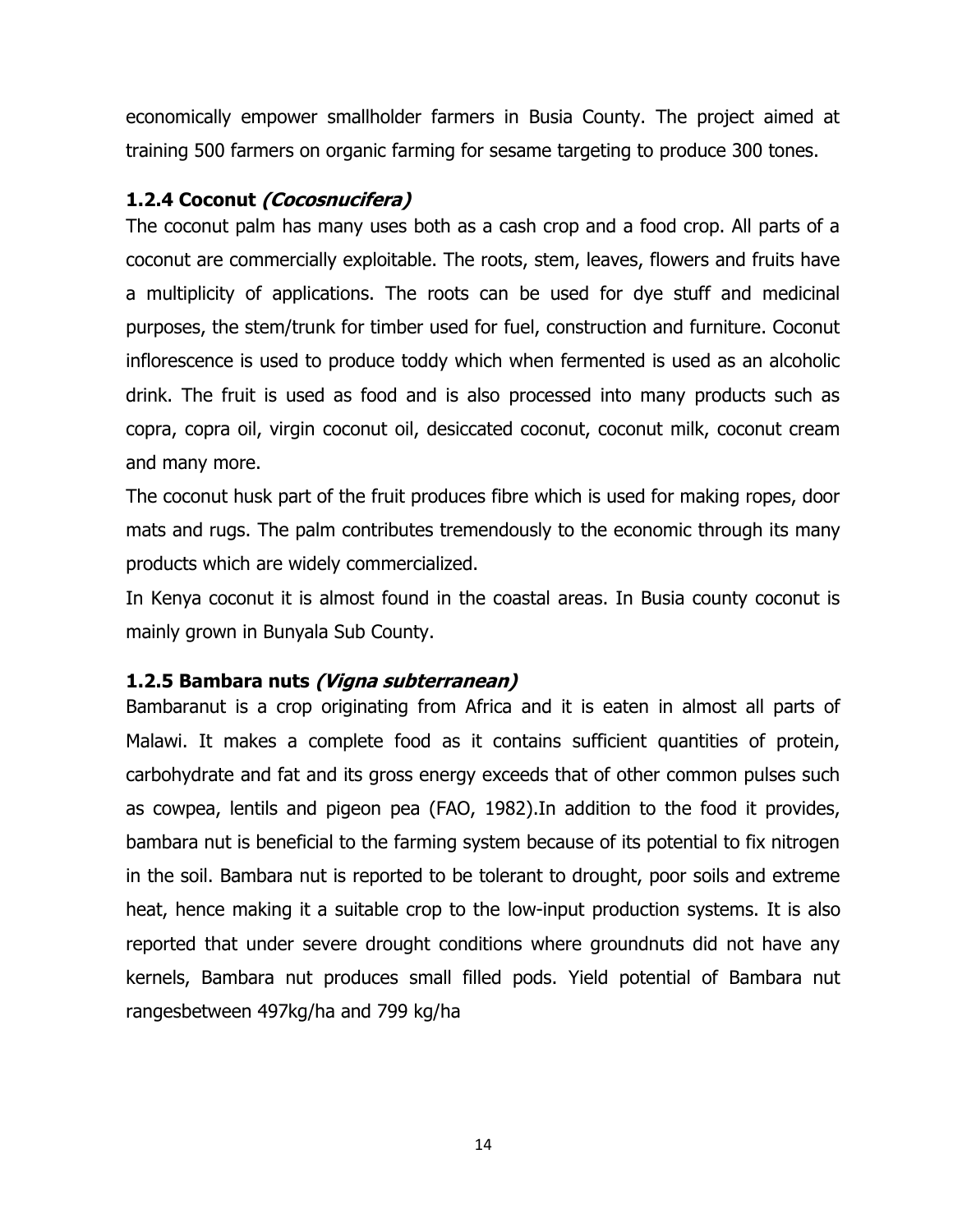economically empower smallholder farmers in Busia County. The project aimed at training 500 farmers on organic farming for sesame targeting to produce 300 tones.

### 1.2.4 Coconut *(Cocosnucifera)*

The coconut palm has many uses both as a cash crop and a food crop. All parts of a coconut are commercially exploitable. The roots, stem, leaves, flowers and fruits have a multiplicity of applications. The roots can be used for dye stuff and medicinal purposes, the stem/trunk for timber used for fuel, construction and furniture. Coconut inflorescence is used to produce toddy which when fermented is used as an alcoholic drink. The fruit is used as food and is also processed into many products such as copra, copra oil, virgin coconut oil, desiccated coconut, coconut milk, coconut cream and many more.

The coconut husk part of the fruit produces fibre which is used for making ropes, door mats and rugs. The palm contributes tremendously to the economic through its many products which are widely commercialized.

In Kenya coconut it is almost found in the coastal areas. In Busia county coconut is mainly grown in Bunyala Sub County.

### 1.2.5 Bambara nuts *(Vigna subterranean)*

Bambaranut is a crop originating from Africa and it is eaten in almost all parts of Malawi. It makes a complete food as it contains sufficient quantities of protein, carbohydrate and fat and its gross energy exceeds that of other common pulses such as cowpea, lentils and pigeon pea (FAO, 1982).In addition to the food it provides, bambara nut is beneficial to the farming system because of its potential to fix nitrogen in the soil. Bambara nut is reported to be tolerant to drought, poor soils and extreme heat, hence making it a suitable crop to the low-input production systems. It is also reported that under severe drought conditions where groundnuts did not have any kernels, Bambara nut produces small filled pods. Yield potential of Bambara nut rangesbetween 497kg/ha and 799 kg/ha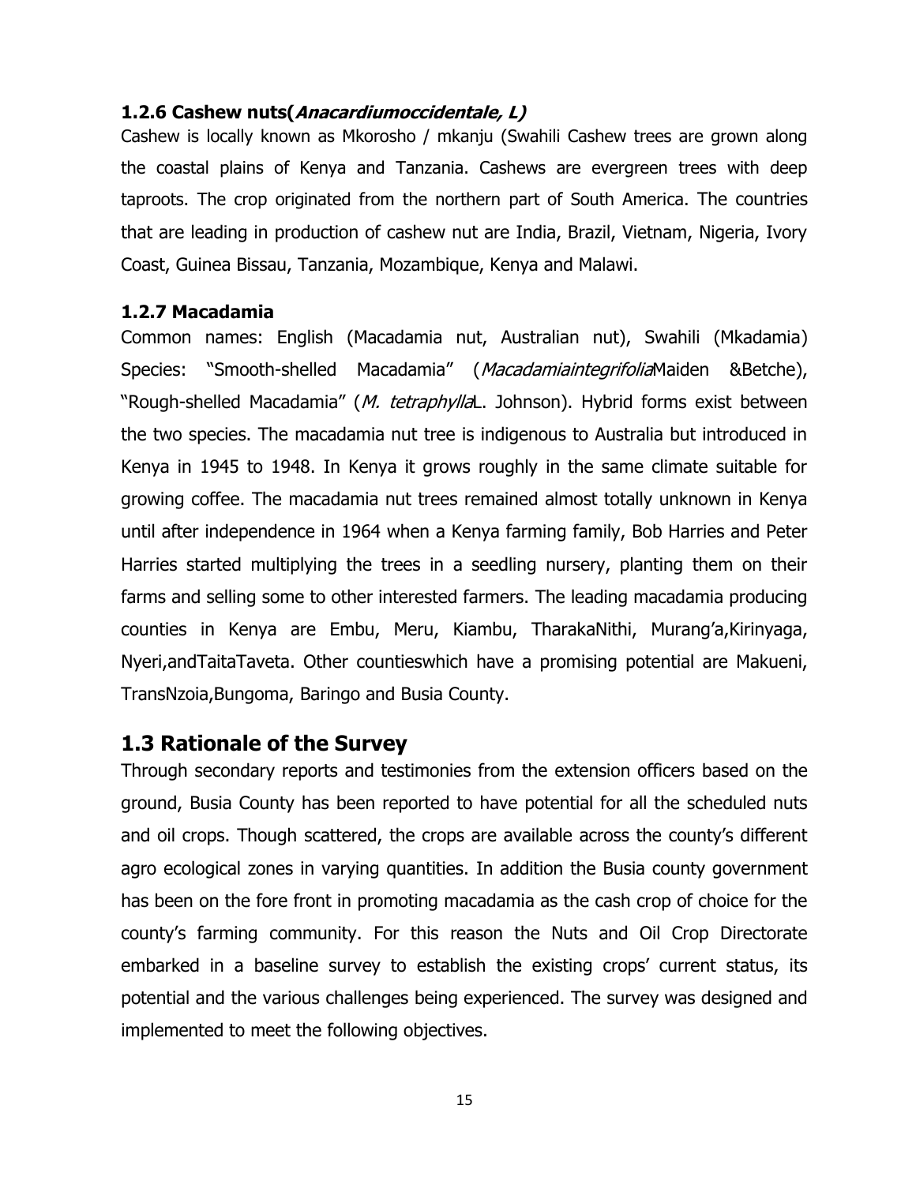### 1.2.6 Cashew nuts(*Anacardiumoccidentale, L)*

Cashew is locally known as Mkorosho / mkanju (Swahili Cashew trees are grown along the coastal plains of Kenya and Tanzania. Cashews are evergreen trees with deep taproots. The crop originated from the northern part of South America. The countries that are leading in production of cashew nut are India, Brazil, Vietnam, Nigeria, Ivory Coast, Guinea Bissau, Tanzania, Mozambique, Kenya and Malawi.

### 1.2.7 Macadamia

Common names: English (Macadamia nut, Australian nut), Swahili (Mkadamia) Species: "Smooth-shelled Macadamia" (*Macadamiaintegrifolia*Maiden &Betche), "Rough-shelled Macadamia" (*M. tetraphylla*L. Johnson). Hybrid forms exist between the two species. The macadamia nut tree is indigenous to Australia but introduced in Kenya in 1945 to 1948. In Kenya it grows roughly in the same climate suitable for growing coffee. The macadamia nut trees remained almost totally unknown in Kenya until after independence in 1964 when a Kenya farming family, Bob Harries and Peter Harries started multiplying the trees in a seedling nursery, planting them on their farms and selling some to other interested farmers. The leading macadamia producing counties in Kenya are Embu, Meru, Kiambu, TharakaNithi, Murang'a,Kirinyaga, Nyeri,andTaitaTaveta. Other countieswhich have a promising potential are Makueni, TransNzoia,Bungoma, Baringo and Busia County.

## 1.3 Rationale of the Survey

Through secondary reports and testimonies from the extension officers based on the ground, Busia County has been reported to have potential for all the scheduled nuts and oil crops. Though scattered, the crops are available across the county's different agro ecological zones in varying quantities. In addition the Busia county government has been on the fore front in promoting macadamia as the cash crop of choice for the county's farming community. For this reason the Nuts and Oil Crop Directorate embarked in a baseline survey to establish the existing crops' current status, its potential and the various challenges being experienced. The survey was designed and implemented to meet the following objectives.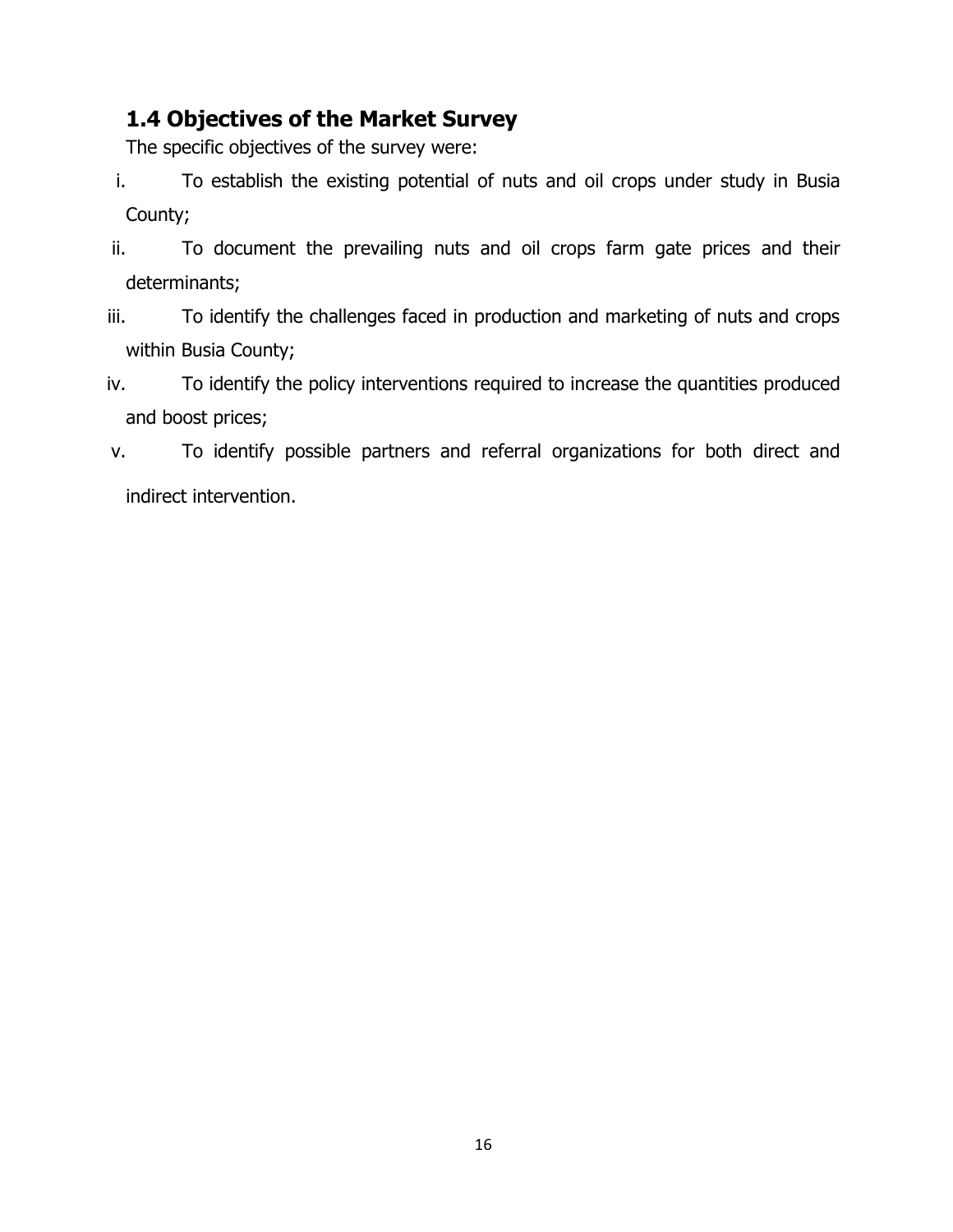## 1.4 Objectives of the Market Survey

The specific objectives of the survey were:

i. To establish the existing potential of nuts and oil crops under study in Busia County;
ii. To document the prevailing nuts and oil crops farm gate prices and their determinants;
iii. To identify the challenges faced in production and marketing of nuts and crops within Busia County;
iv. To identify the policy interventions required to increase the quantities produced and boost prices;
v. To identify possible partners and referral organizations for both direct and indirect intervention.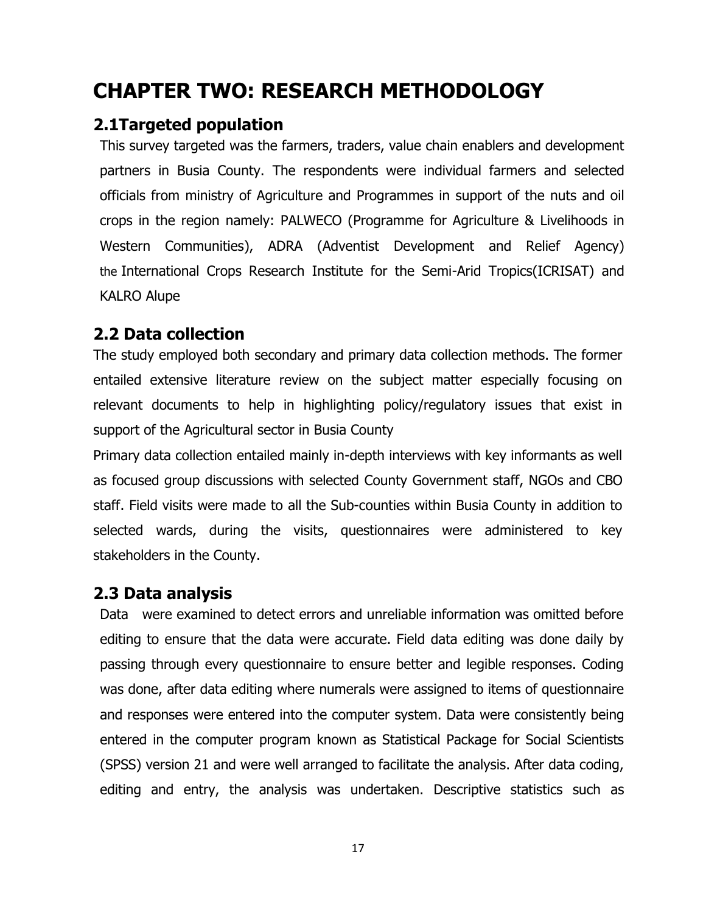# CHAPTER TWO: RESEARCH METHODOLOGY

## 2.1Targeted population

This survey targeted was the farmers, traders, value chain enablers and development partners in Busia County. The respondents were individual farmers and selected officials from ministry of Agriculture and Programmes in support of the nuts and oil crops in the region namely: PALWECO (Programme for Agriculture & Livelihoods in Western Communities), ADRA (Adventist Development and Relief Agency) the International Crops Research Institute for the Semi-Arid Tropics(ICRISAT) and KALRO Alupe

## 2.2 Data collection

The study employed both secondary and primary data collection methods. The former entailed extensive literature review on the subject matter especially focusing on relevant documents to help in highlighting policy/regulatory issues that exist in support of the Agricultural sector in Busia County

Primary data collection entailed mainly in-depth interviews with key informants as well as focused group discussions with selected County Government staff, NGOs and CBO staff. Field visits were made to all the Sub-counties within Busia County in addition to selected wards, during the visits, questionnaires were administered to key stakeholders in the County.

## 2.3 Data analysis

Data were examined to detect errors and unreliable information was omitted before editing to ensure that the data were accurate. Field data editing was done daily by passing through every questionnaire to ensure better and legible responses. Coding was done, after data editing where numerals were assigned to items of questionnaire and responses were entered into the computer system. Data were consistently being entered in the computer program known as Statistical Package for Social Scientists (SPSS) version 21 and were well arranged to facilitate the analysis. After data coding, editing and entry, the analysis was undertaken. Descriptive statistics such as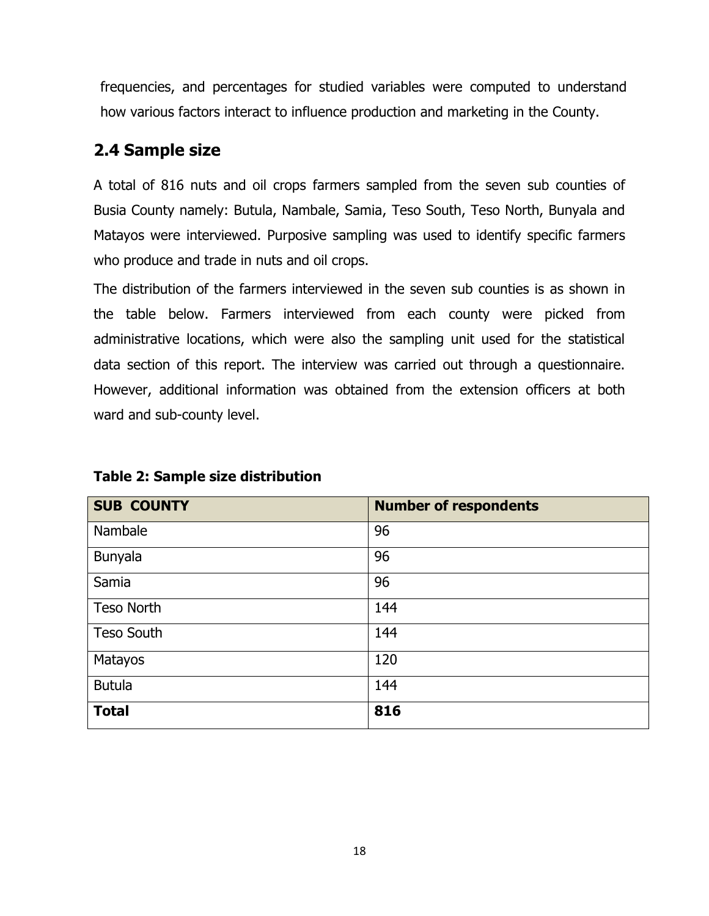frequencies, and percentages for studied variables were computed to understand how various factors interact to influence production and marketing in the County.

## 2.4 Sample size

A total of 816 nuts and oil crops farmers sampled from the seven sub counties of Busia County namely: Butula, Nambale, Samia, Teso South, Teso North, Bunyala and Matayos were interviewed. Purposive sampling was used to identify specific farmers who produce and trade in nuts and oil crops.

The distribution of the farmers interviewed in the seven sub counties is as shown in the table below. Farmers interviewed from each county were picked from administrative locations, which were also the sampling unit used for the statistical data section of this report. The interview was carried out through a questionnaire. However, additional information was obtained from the extension officers at both ward and sub-county level.

**Table 2: Sample size distribution**

| SUB COUNTY | Number of respondents |
|---|---|
| Nambale | 96 |
| Bunyala | 96 |
| Samia | 96 |
| Teso North | 144 |
| Teso South | 144 |
| Matayos | 120 |
| Butula | 144 |
| **Total** | **816** |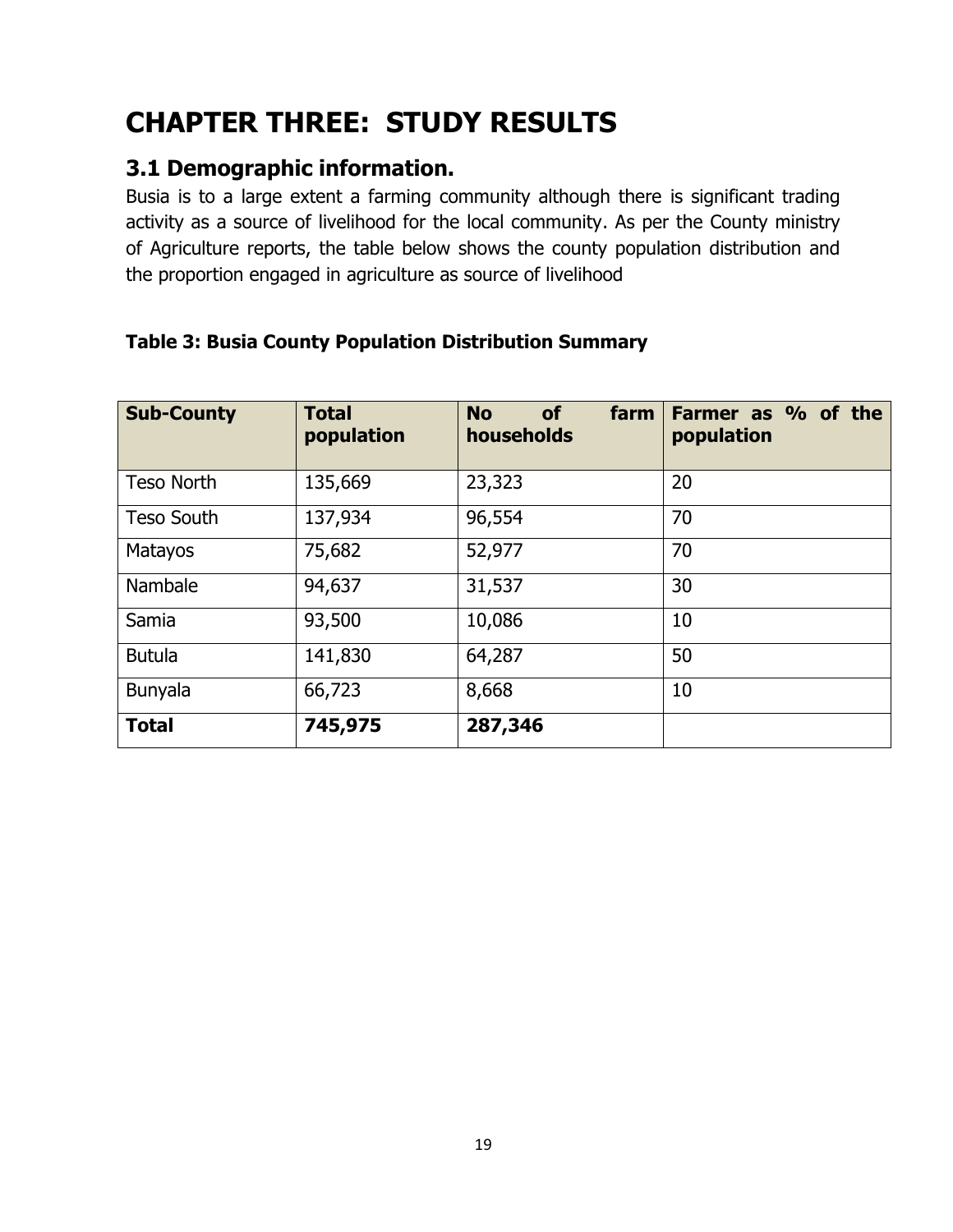# CHAPTER THREE: STUDY RESULTS

## 3.1 Demographic information.

Busia is to a large extent a farming community although there is significant trading activity as a source of livelihood for the local community. As per the County ministry of Agriculture reports, the table below shows the county population distribution and the proportion engaged in agriculture as source of livelihood

**Table 3: Busia County Population Distribution Summary**

| **Sub-County** | **Total population** | **No of farm households** | **Farmer as % of the population** |
|---|---|---|---|
| Teso North | 135,669 | 23,323 | 20 |
| Teso South | 137,934 | 96,554 | 70 |
| Matayos | 75,682 | 52,977 | 70 |
| Nambale | 94,637 | 31,537 | 30 |
| Samia | 93,500 | 10,086 | 10 |
| Butula | 141,830 | 64,287 | 50 |
| Bunyala | 66,723 | 8,668 | 10 |
| **Total** | **745,975** | **287,346** | |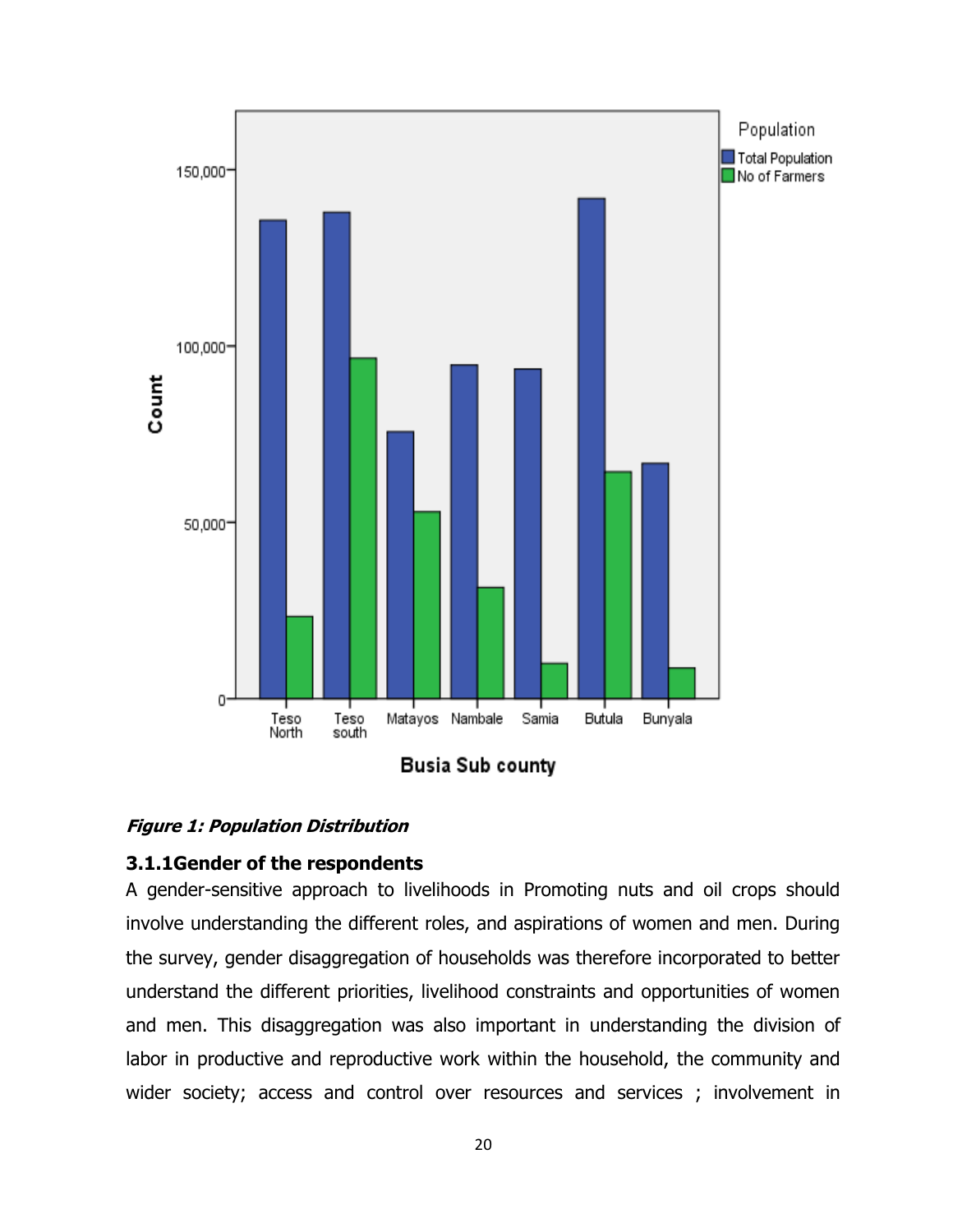*Figure 1: Population Distribution*

### 3.1.1Gender of the respondents

A gender-sensitive approach to livelihoods in Promoting nuts and oil crops should involve understanding the different roles, and aspirations of women and men. During the survey, gender disaggregation of households was therefore incorporated to better understand the different priorities, livelihood constraints and opportunities of women and men. This disaggregation was also important in understanding the division of labor in productive and reproductive work within the household, the community and wider society; access and control over resources and services ; involvement in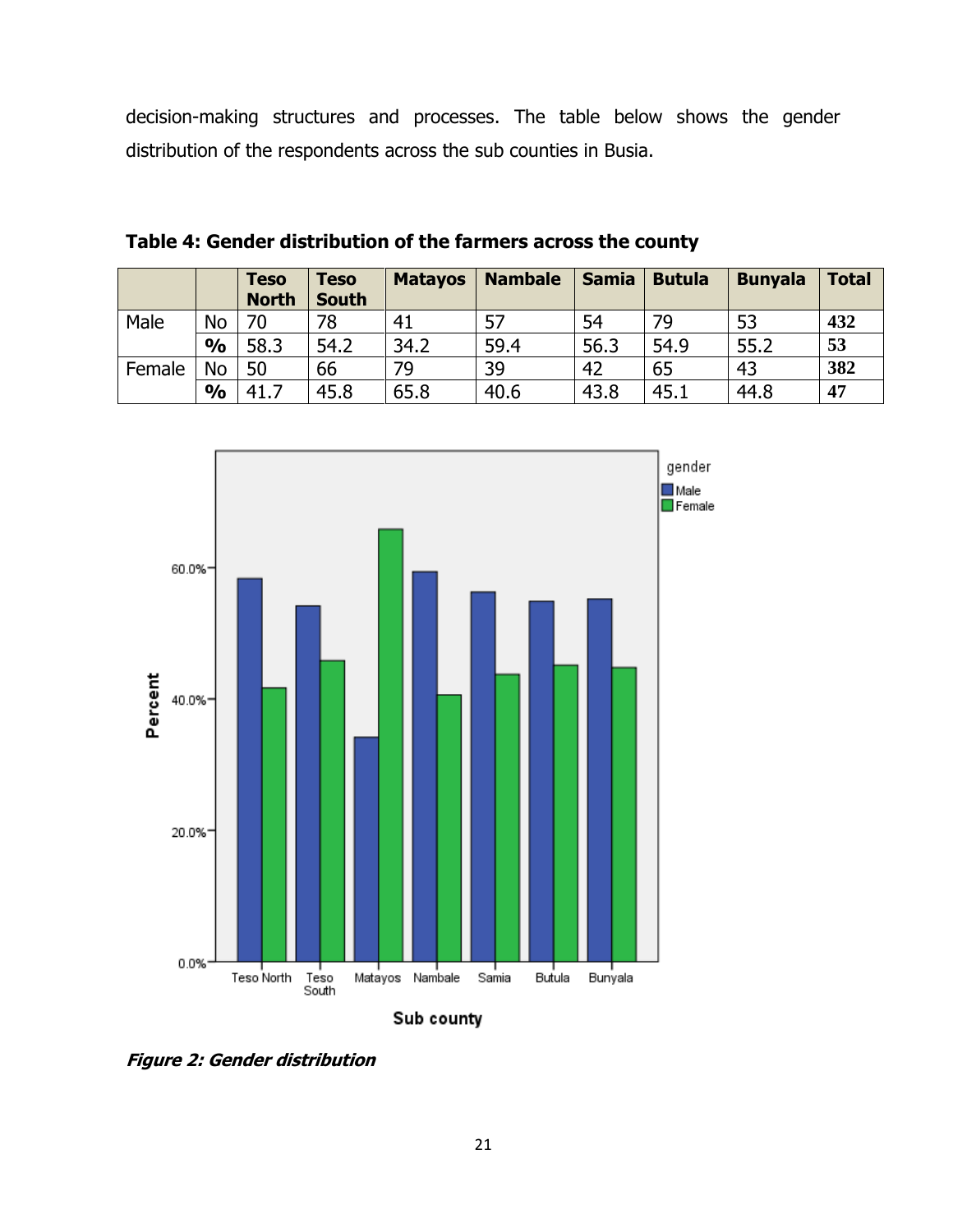decision-making structures and processes. The table below shows the gender distribution of the respondents across the sub counties in Busia.

**Table 4: Gender distribution of the farmers across the county**

| | | Teso North | Teso South | Matayos | Nambale | Samia | Butula | Bunyala | Total |
|---|---|---|---|---|---|---|---|---|---|
| Male | No | 70 | 78 | 41 | 57 | 54 | 79 | 53 | **432** |
| | **%** | 58.3 | 54.2 | 34.2 | 59.4 | 56.3 | 54.9 | 55.2 | **53** |
| Female | No | 50 | 66 | 79 | 39 | 42 | 65 | 43 | **382** |
| | **%** | 41.7 | 45.8 | 65.8 | 40.6 | 43.8 | 45.1 | 44.8 | **47** |

***Figure 2: Gender distribution***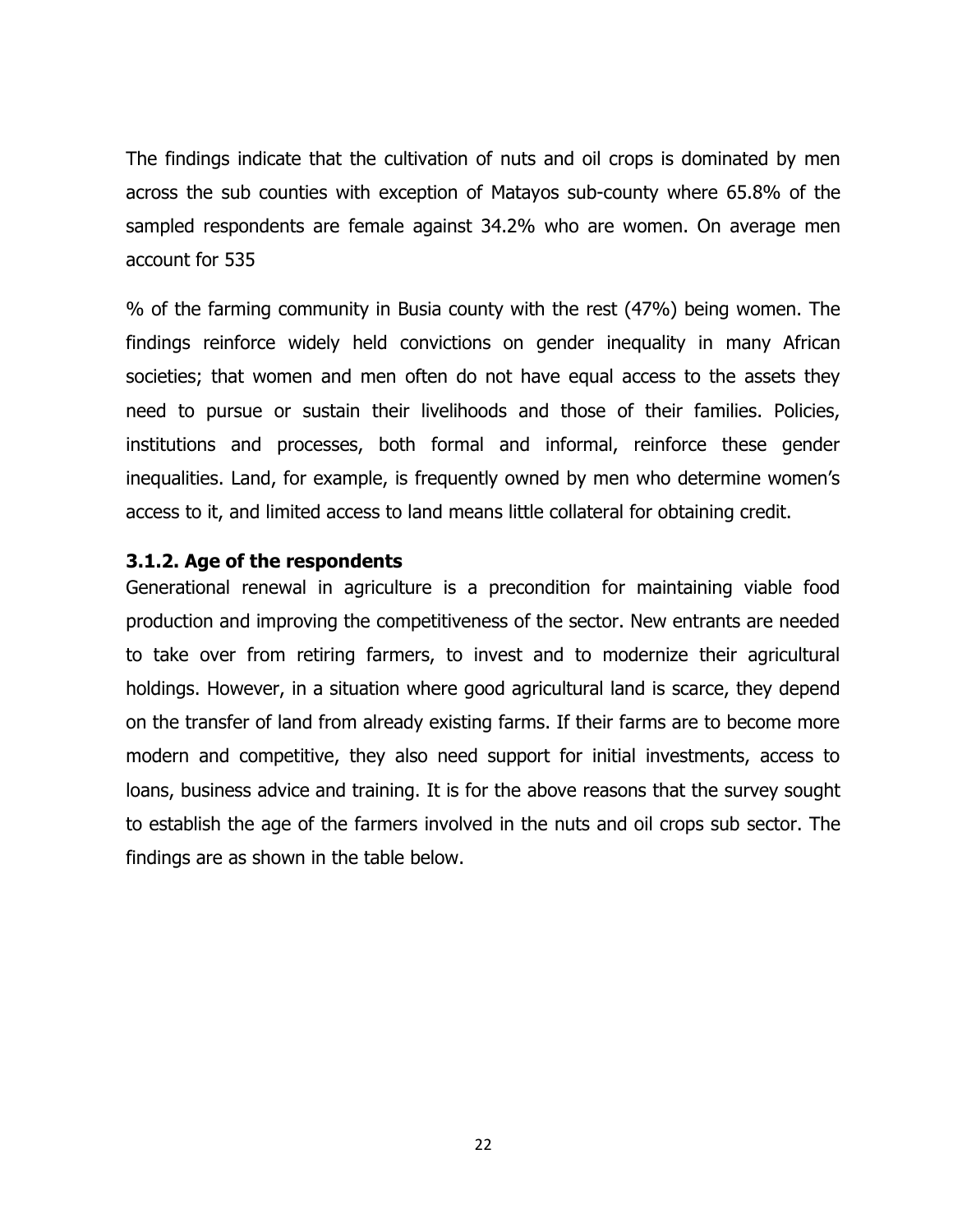The findings indicate that the cultivation of nuts and oil crops is dominated by men across the sub counties with exception of Matayos sub-county where 65.8% of the sampled respondents are female against 34.2% who are women. On average men account for 535

% of the farming community in Busia county with the rest (47%) being women. The findings reinforce widely held convictions on gender inequality in many African societies; that women and men often do not have equal access to the assets they need to pursue or sustain their livelihoods and those of their families. Policies, institutions and processes, both formal and informal, reinforce these gender inequalities. Land, for example, is frequently owned by men who determine women's access to it, and limited access to land means little collateral for obtaining credit.

### 3.1.2. Age of the respondents

Generational renewal in agriculture is a precondition for maintaining viable food production and improving the competitiveness of the sector. New entrants are needed to take over from retiring farmers, to invest and to modernize their agricultural holdings. However, in a situation where good agricultural land is scarce, they depend on the transfer of land from already existing farms. If their farms are to become more modern and competitive, they also need support for initial investments, access to loans, business advice and training. It is for the above reasons that the survey sought to establish the age of the farmers involved in the nuts and oil crops sub sector. The findings are as shown in the table below.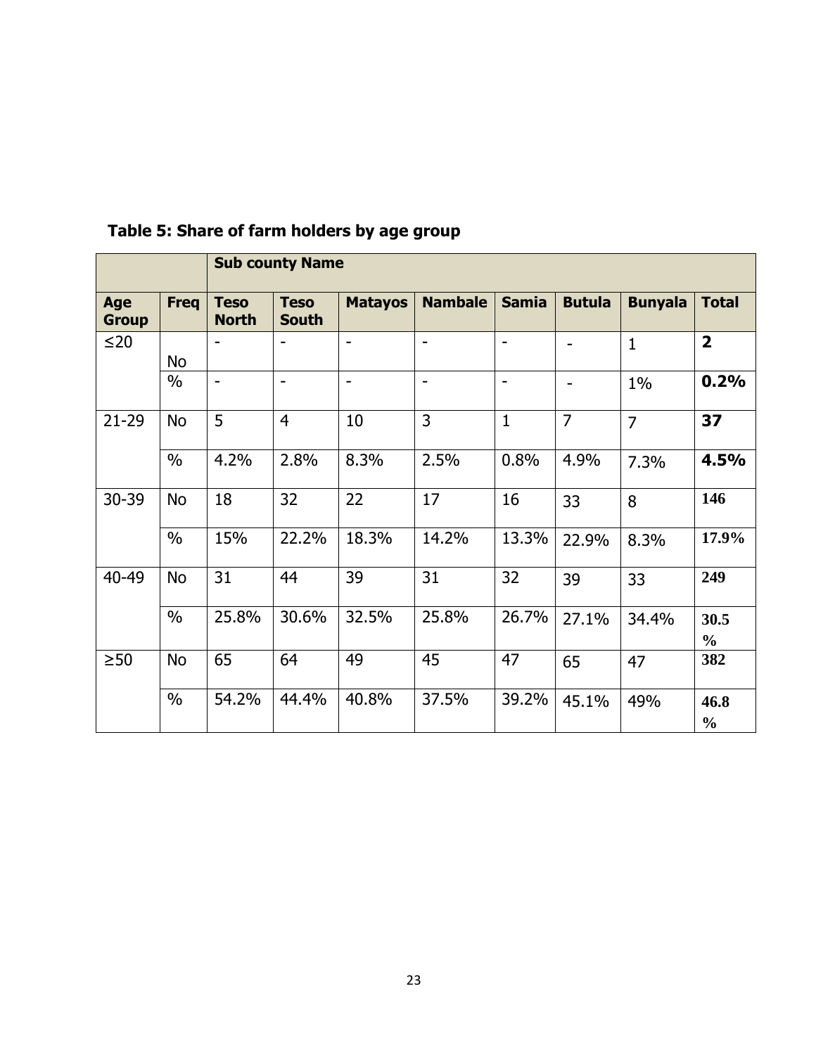**Table 5: Share of farm holders by age group**

| | | Sub county Name | | | | | | | |
|---|---|---|---|---|---|---|---|---|---|
| **Age Group** | **Freq** | **Teso North** | **Teso South** | **Matayos** | **Nambale** | **Samia** | **Butula** | **Bunyala** | **Total** |
| ≤20 | No | - | - | - | - | - | - | 1 | **2** |
| | % | - | - | - | - | - | - | 1% | **0.2%** |
| 21-29 | No | 5 | 4 | 10 | 3 | 1 | 7 | 7 | **37** |
| | % | 4.2% | 2.8% | 8.3% | 2.5% | 0.8% | 4.9% | 7.3% | **4.5%** |
| 30-39 | No | 18 | 32 | 22 | 17 | 16 | 33 | 8 | **146** |
| | % | 15% | 22.2% | 18.3% | 14.2% | 13.3% | 22.9% | 8.3% | **17.9%** |
| 40-49 | No | 31 | 44 | 39 | 31 | 32 | 39 | 33 | **249** |
| | % | 25.8% | 30.6% | 32.5% | 25.8% | 26.7% | 27.1% | 34.4% | **30.5%** |
| ≥50 | No | 65 | 64 | 49 | 45 | 47 | 65 | 47 | **382** |
| | % | 54.2% | 44.4% | 40.8% | 37.5% | 39.2% | 45.1% | 49% | **46.8%** |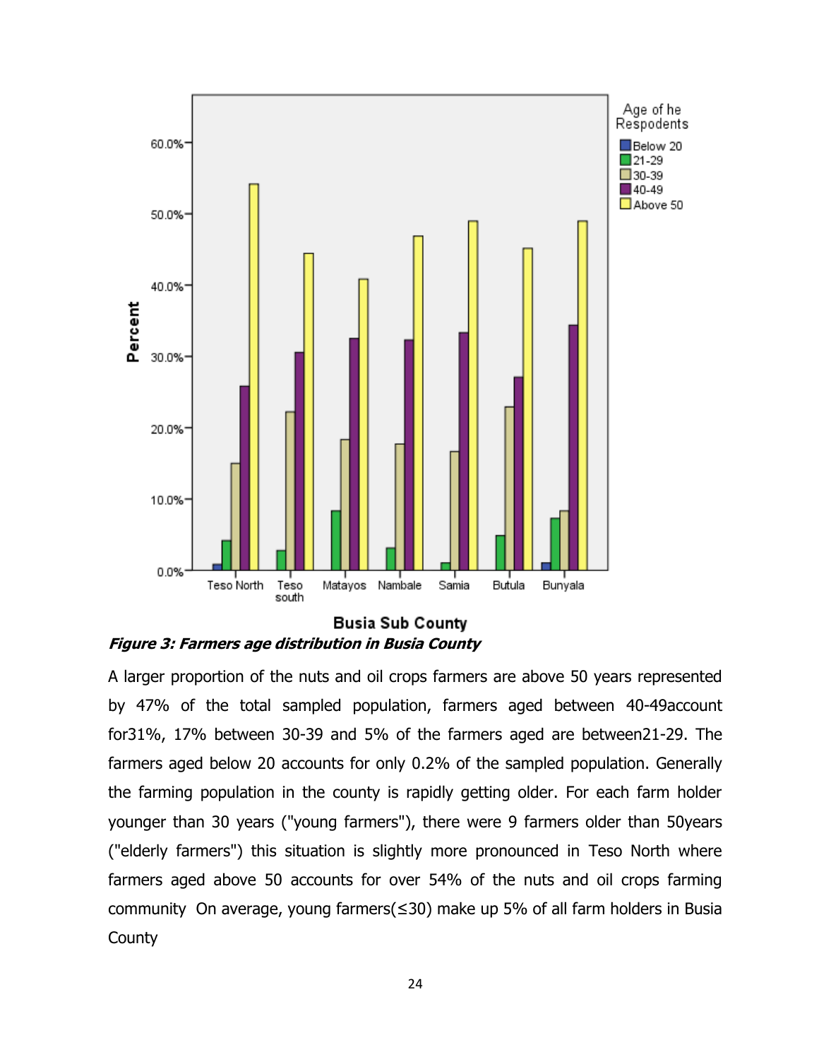*Figure 3: Farmers age distribution in Busia County*

A larger proportion of the nuts and oil crops farmers are above 50 years represented by 47% of the total sampled population, farmers aged between 40-49account for31%, 17% between 30-39 and 5% of the farmers aged are between21-29. The farmers aged below 20 accounts for only 0.2% of the sampled population. Generally the farming population in the county is rapidly getting older. For each farm holder younger than 30 years ("young farmers"), there were 9 farmers older than 50years ("elderly farmers") this situation is slightly more pronounced in Teso North where farmers aged above 50 accounts for over 54% of the nuts and oil crops farming community  On average, young farmers(≤30) make up 5% of all farm holders in Busia County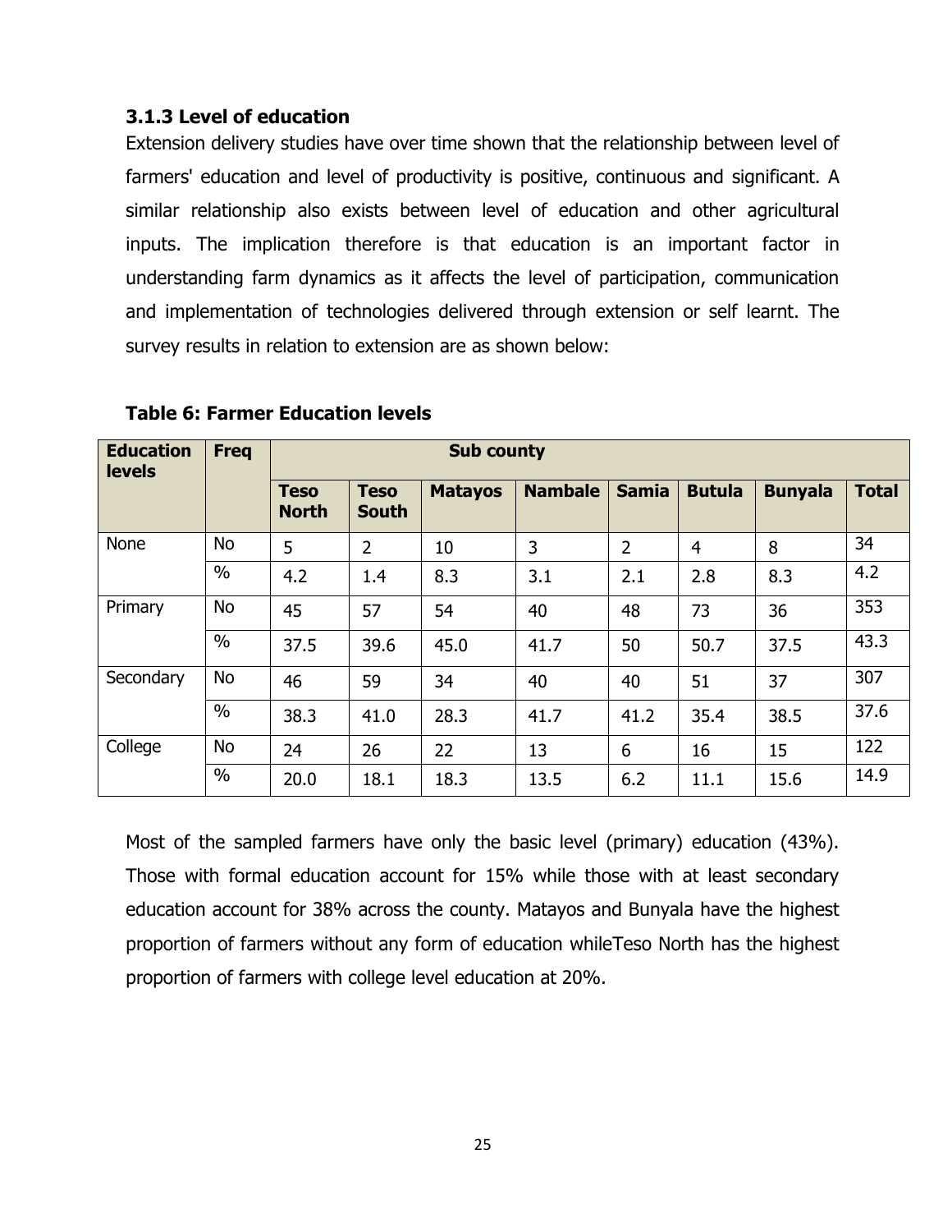### 3.1.3 Level of education

Extension delivery studies have over time shown that the relationship between level of farmers' education and level of productivity is positive, continuous and significant. A similar relationship also exists between level of education and other agricultural inputs. The implication therefore is that education is an important factor in understanding farm dynamics as it affects the level of participation, communication and implementation of technologies delivered through extension or self learnt. The survey results in relation to extension are as shown below:

**Table 6: Farmer Education levels**

| Education levels | Freq | Sub county | | | | | | | |
|---|---|---|---|---|---|---|---|---|---|
| | | Teso North | Teso South | Matayos | Nambale | Samia | Butula | Bunyala | Total |
| None | No | 5 | 2 | 10 | 3 | 2 | 4 | 8 | 34 |
| | % | 4.2 | 1.4 | 8.3 | 3.1 | 2.1 | 2.8 | 8.3 | 4.2 |
| Primary | No | 45 | 57 | 54 | 40 | 48 | 73 | 36 | 353 |
| | % | 37.5 | 39.6 | 45.0 | 41.7 | 50 | 50.7 | 37.5 | 43.3 |
| Secondary | No | 46 | 59 | 34 | 40 | 40 | 51 | 37 | 307 |
| | % | 38.3 | 41.0 | 28.3 | 41.7 | 41.2 | 35.4 | 38.5 | 37.6 |
| College | No | 24 | 26 | 22 | 13 | 6 | 16 | 15 | 122 |
| | % | 20.0 | 18.1 | 18.3 | 13.5 | 6.2 | 11.1 | 15.6 | 14.9 |

Most of the sampled farmers have only the basic level (primary) education (43%). Those with formal education account for 15% while those with at least secondary education account for 38% across the county. Matayos and Bunyala have the highest proportion of farmers without any form of education whileTeso North has the highest proportion of farmers with college level education at 20%.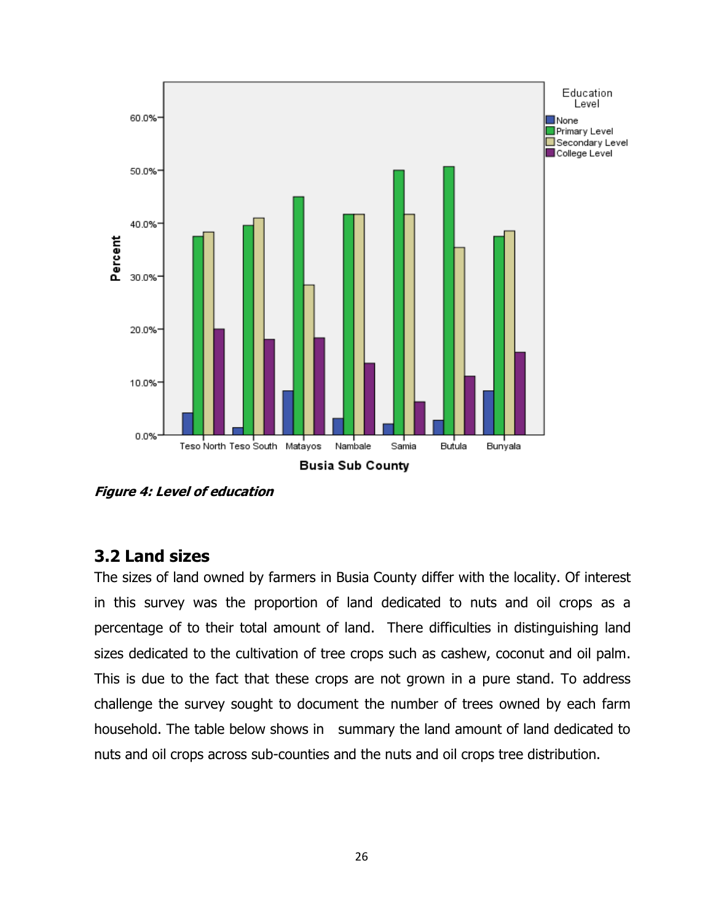*Figure 4: Level of education*

## 3.2 Land sizes

The sizes of land owned by farmers in Busia County differ with the locality. Of interest in this survey was the proportion of land dedicated to nuts and oil crops as a percentage of to their total amount of land.  There difficulties in distinguishing land sizes dedicated to the cultivation of tree crops such as cashew, coconut and oil palm. This is due to the fact that these crops are not grown in a pure stand. To address challenge the survey sought to document the number of trees owned by each farm household. The table below shows in  summary the land amount of land dedicated to nuts and oil crops across sub-counties and the nuts and oil crops tree distribution.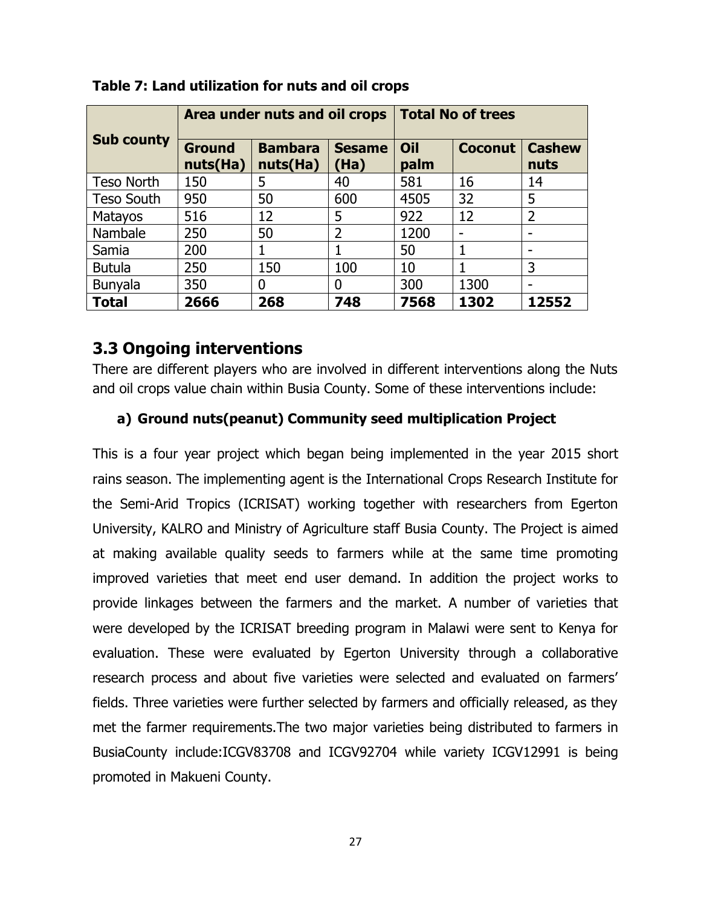**Table 7: Land utilization for nuts and oil crops**

| Sub county | Area under nuts and oil crops | | | Total No of trees | | |
|---|---|---|---|---|---|---|
| | **Ground nuts(Ha)** | **Bambara nuts(Ha)** | **Sesame (Ha)** | **Oil palm** | **Coconut** | **Cashew nuts** |
| Teso North | 150 | 5 | 40 | 581 | 16 | 14 |
| Teso South | 950 | 50 | 600 | 4505 | 32 | 5 |
| Matayos | 516 | 12 | 5 | 922 | 12 | 2 |
| Nambale | 250 | 50 | 2 | 1200 | - | - |
| Samia | 200 | 1 | 1 | 50 | 1 | - |
| Butula | 250 | 150 | 100 | 10 | 1 | 3 |
| Bunyala | 350 | 0 | 0 | 300 | 1300 | - |
| **Total** | **2666** | **268** | **748** | **7568** | **1302** | **12552** |

## 3.3 Ongoing interventions

There are different players who are involved in different interventions along the Nuts and oil crops value chain within Busia County. Some of these interventions include:

### a) Ground nuts(peanut) Community seed multiplication Project

This is a four year project which began being implemented in the year 2015 short rains season. The implementing agent is the International Crops Research Institute for the Semi-Arid Tropics (ICRISAT) working together with researchers from Egerton University, KALRO and Ministry of Agriculture staff Busia County. The Project is aimed at making available quality seeds to farmers while at the same time promoting improved varieties that meet end user demand. In addition the project works to provide linkages between the farmers and the market. A number of varieties that were developed by the ICRISAT breeding program in Malawi were sent to Kenya for evaluation. These were evaluated by Egerton University through a collaborative research process and about five varieties were selected and evaluated on farmers' fields. Three varieties were further selected by farmers and officially released, as they met the farmer requirements.The two major varieties being distributed to farmers in BusiaCounty include:ICGV83708 and ICGV92704 while variety ICGV12991 is being promoted in Makueni County.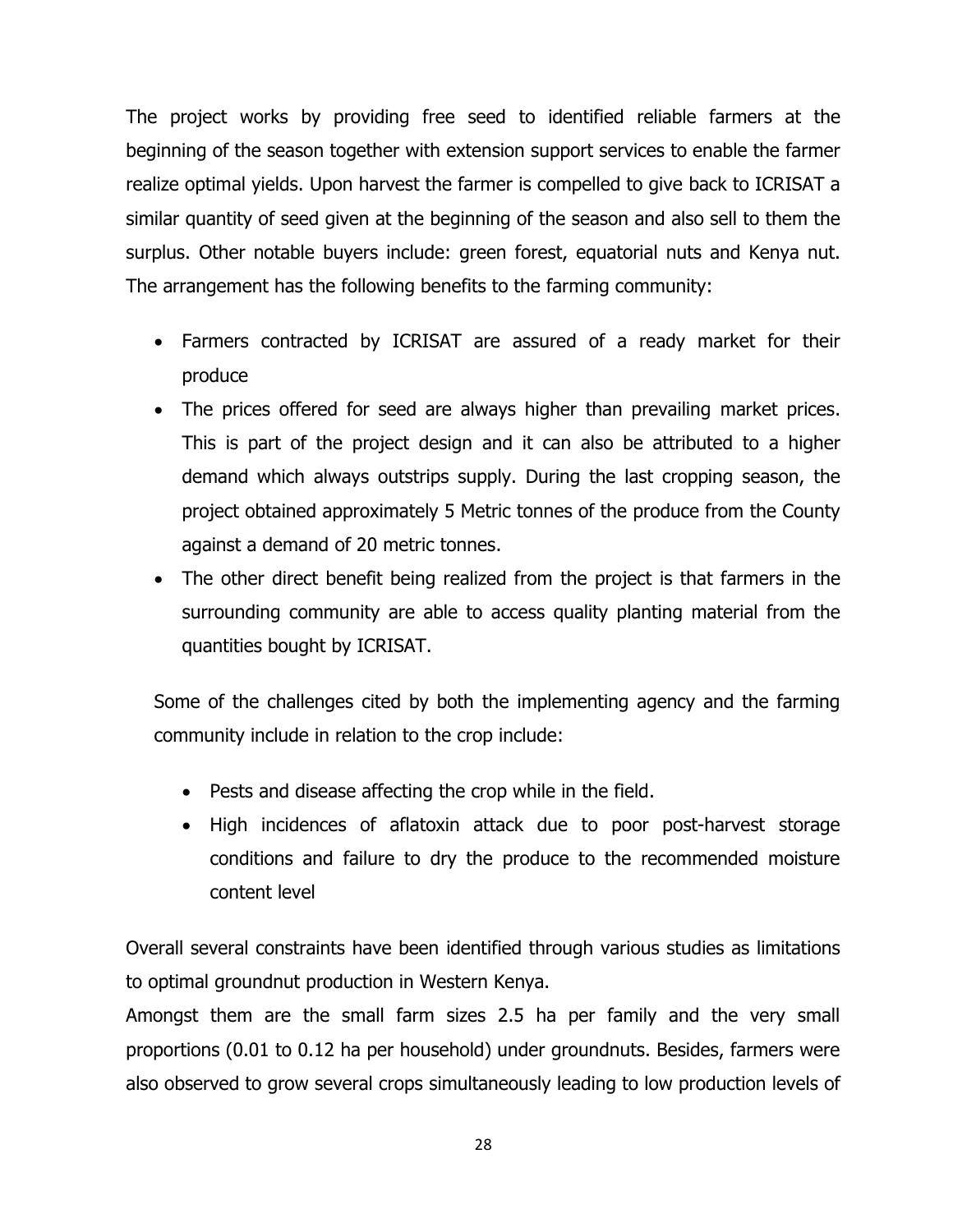The project works by providing free seed to identified reliable farmers at the beginning of the season together with extension support services to enable the farmer realize optimal yields. Upon harvest the farmer is compelled to give back to ICRISAT a similar quantity of seed given at the beginning of the season and also sell to them the surplus. Other notable buyers include: green forest, equatorial nuts and Kenya nut. The arrangement has the following benefits to the farming community:

- Farmers contracted by ICRISAT are assured of a ready market for their produce
- The prices offered for seed are always higher than prevailing market prices. This is part of the project design and it can also be attributed to a higher demand which always outstrips supply. During the last cropping season, the project obtained approximately 5 Metric tonnes of the produce from the County against a demand of 20 metric tonnes.
- The other direct benefit being realized from the project is that farmers in the surrounding community are able to access quality planting material from the quantities bought by ICRISAT.

Some of the challenges cited by both the implementing agency and the farming community include in relation to the crop include:

- Pests and disease affecting the crop while in the field.
- High incidences of aflatoxin attack due to poor post-harvest storage conditions and failure to dry the produce to the recommended moisture content level

Overall several constraints have been identified through various studies as limitations to optimal groundnut production in Western Kenya.

Amongst them are the small farm sizes 2.5 ha per family and the very small proportions (0.01 to 0.12 ha per household) under groundnuts. Besides, farmers were also observed to grow several crops simultaneously leading to low production levels of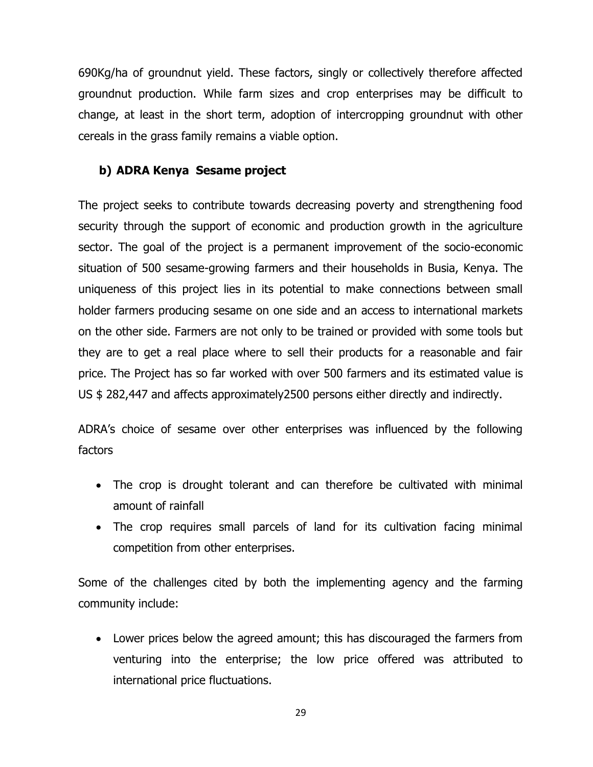690Kg/ha of groundnut yield. These factors, singly or collectively therefore affected groundnut production. While farm sizes and crop enterprises may be difficult to change, at least in the short term, adoption of intercropping groundnut with other cereals in the grass family remains a viable option.

### b) ADRA Kenya Sesame project

The project seeks to contribute towards decreasing poverty and strengthening food security through the support of economic and production growth in the agriculture sector. The goal of the project is a permanent improvement of the socio-economic situation of 500 sesame-growing farmers and their households in Busia, Kenya. The uniqueness of this project lies in its potential to make connections between small holder farmers producing sesame on one side and an access to international markets on the other side. Farmers are not only to be trained or provided with some tools but they are to get a real place where to sell their products for a reasonable and fair price. The Project has so far worked with over 500 farmers and its estimated value is US $ 282,447 and affects approximately2500 persons either directly and indirectly.

ADRA's choice of sesame over other enterprises was influenced by the following factors

- The crop is drought tolerant and can therefore be cultivated with minimal amount of rainfall
- The crop requires small parcels of land for its cultivation facing minimal competition from other enterprises.

Some of the challenges cited by both the implementing agency and the farming community include:

- Lower prices below the agreed amount; this has discouraged the farmers from venturing into the enterprise; the low price offered was attributed to international price fluctuations.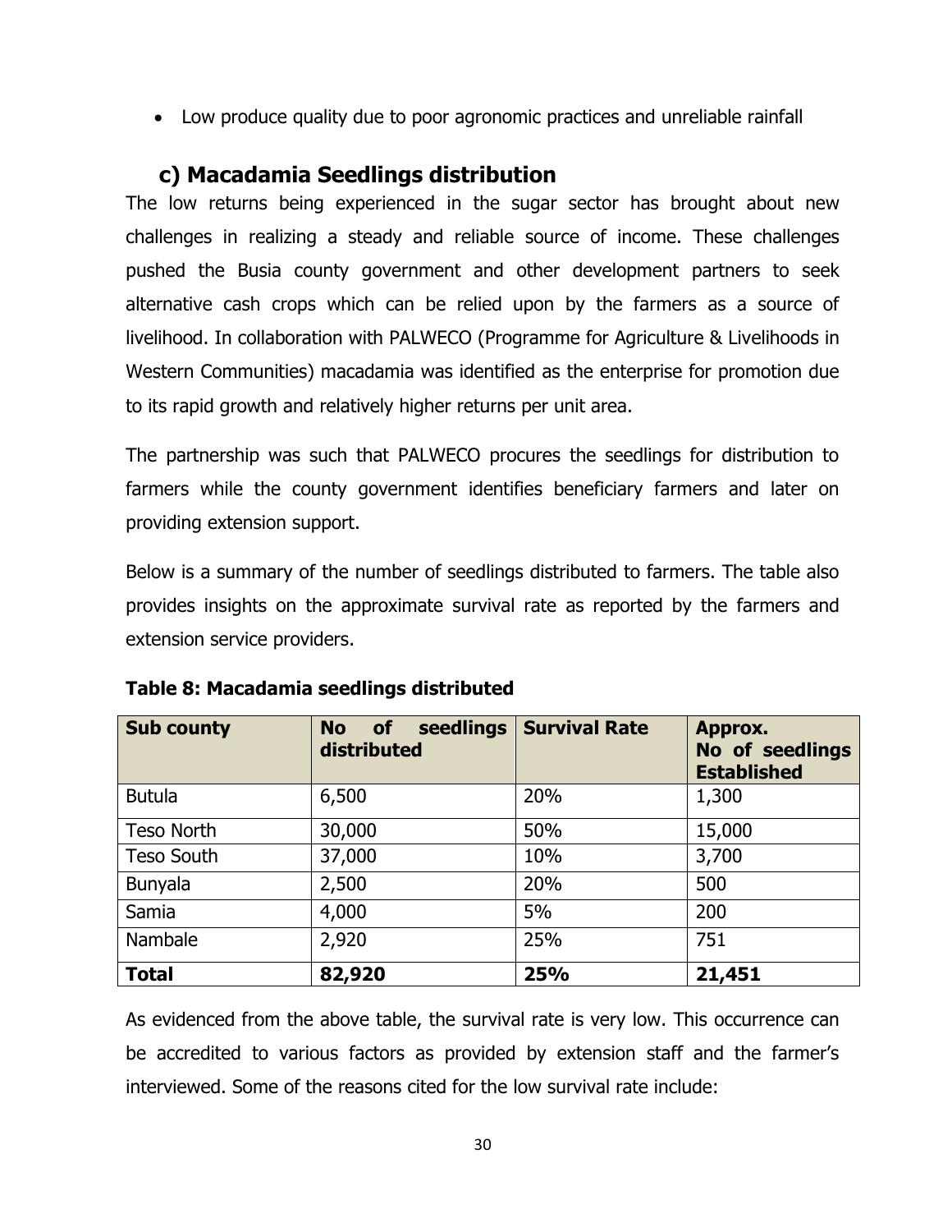- Low produce quality due to poor agronomic practices and unreliable rainfall

### c) Macadamia Seedlings distribution

The low returns being experienced in the sugar sector has brought about new challenges in realizing a steady and reliable source of income. These challenges pushed the Busia county government and other development partners to seek alternative cash crops which can be relied upon by the farmers as a source of livelihood. In collaboration with PALWECO (Programme for Agriculture & Livelihoods in Western Communities) macadamia was identified as the enterprise for promotion due to its rapid growth and relatively higher returns per unit area.

The partnership was such that PALWECO procures the seedlings for distribution to farmers while the county government identifies beneficiary farmers and later on providing extension support.

Below is a summary of the number of seedlings distributed to farmers. The table also provides insights on the approximate survival rate as reported by the farmers and extension service providers.

**Table 8: Macadamia seedlings distributed**

| Sub county | No of seedlings distributed | Survival Rate | Approx. No of seedlings Established |
| --- | --- | --- | --- |
| Butula | 6,500 | 20% | 1,300 |
| Teso North | 30,000 | 50% | 15,000 |
| Teso South | 37,000 | 10% | 3,700 |
| Bunyala | 2,500 | 20% | 500 |
| Samia | 4,000 | 5% | 200 |
| Nambale | 2,920 | 25% | 751 |
| **Total** | **82,920** | **25%** | **21,451** |

As evidenced from the above table, the survival rate is very low. This occurrence can be accredited to various factors as provided by extension staff and the farmer's interviewed. Some of the reasons cited for the low survival rate include: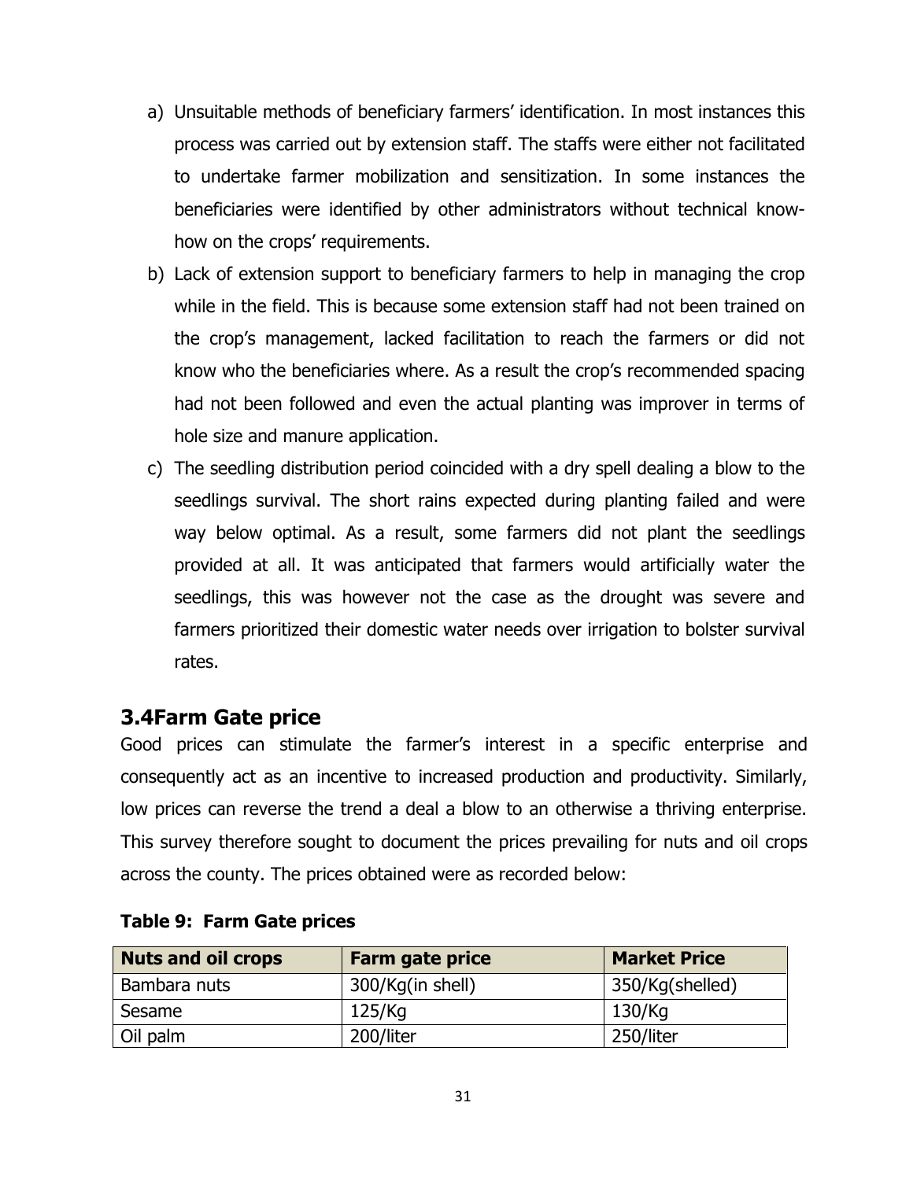a) Unsuitable methods of beneficiary farmers' identification. In most instances this process was carried out by extension staff. The staffs were either not facilitated to undertake farmer mobilization and sensitization. In some instances the beneficiaries were identified by other administrators without technical know-how on the crops' requirements.

b) Lack of extension support to beneficiary farmers to help in managing the crop while in the field. This is because some extension staff had not been trained on the crop's management, lacked facilitation to reach the farmers or did not know who the beneficiaries where. As a result the crop's recommended spacing had not been followed and even the actual planting was improver in terms of hole size and manure application.

c) The seedling distribution period coincided with a dry spell dealing a blow to the seedlings survival. The short rains expected during planting failed and were way below optimal. As a result, some farmers did not plant the seedlings provided at all. It was anticipated that farmers would artificially water the seedlings, this was however not the case as the drought was severe and farmers prioritized their domestic water needs over irrigation to bolster survival rates.

## 3.4Farm Gate price

Good prices can stimulate the farmer's interest in a specific enterprise and consequently act as an incentive to increased production and productivity. Similarly, low prices can reverse the trend a deal a blow to an otherwise a thriving enterprise. This survey therefore sought to document the prices prevailing for nuts and oil crops across the county. The prices obtained were as recorded below:

**Table 9: Farm Gate prices**

| Nuts and oil crops | Farm gate price | Market Price |
|---|---|---|
| Bambara nuts | 300/Kg(in shell) | 350/Kg(shelled) |
| Sesame | 125/Kg | 130/Kg |
| Oil palm | 200/liter | 250/liter |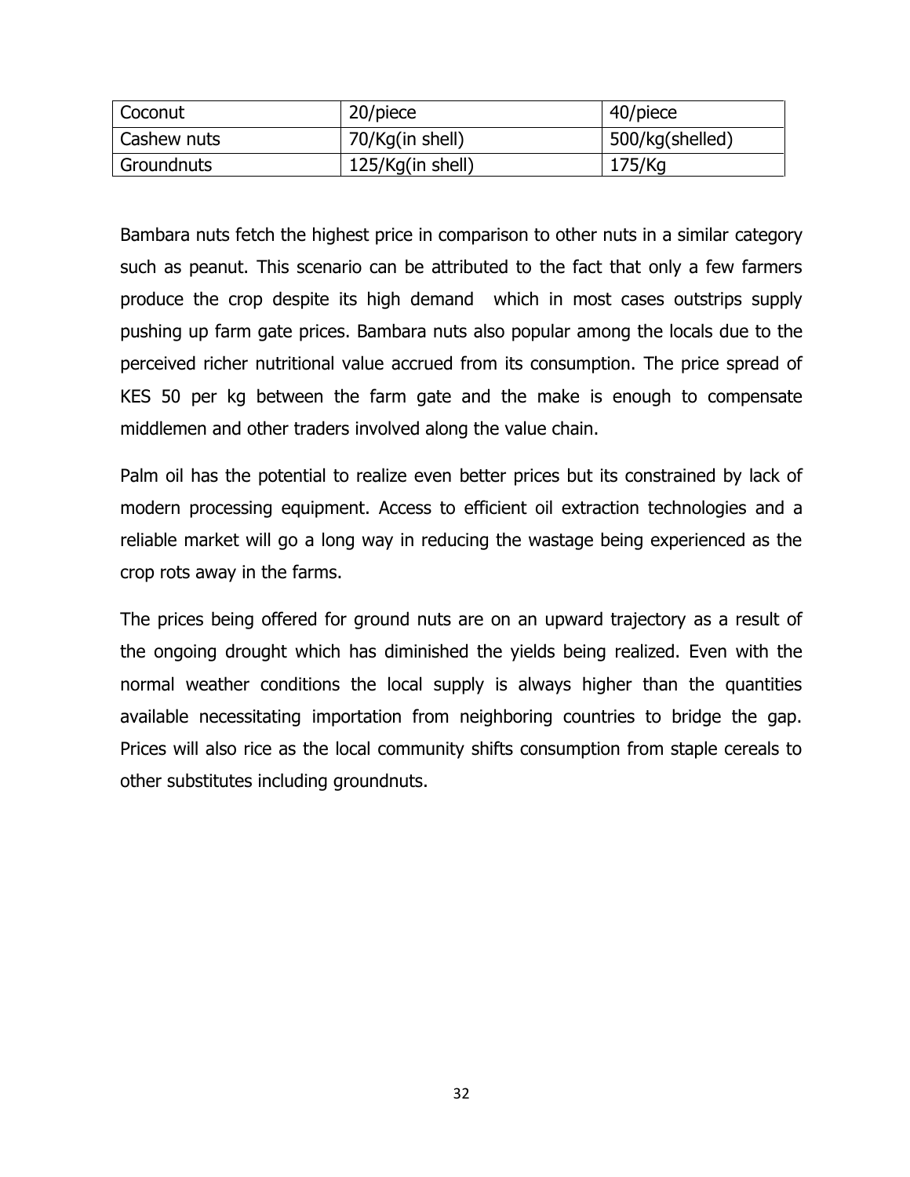| Coconut | 20/piece | 40/piece |
|---|---|---|
| Cashew nuts | 70/Kg(in shell) | 500/kg(shelled) |
| Groundnuts | 125/Kg(in shell) | 175/Kg |

Bambara nuts fetch the highest price in comparison to other nuts in a similar category such as peanut. This scenario can be attributed to the fact that only a few farmers produce the crop despite its high demand which in most cases outstrips supply pushing up farm gate prices. Bambara nuts also popular among the locals due to the perceived richer nutritional value accrued from its consumption. The price spread of KES 50 per kg between the farm gate and the make is enough to compensate middlemen and other traders involved along the value chain.

Palm oil has the potential to realize even better prices but its constrained by lack of modern processing equipment. Access to efficient oil extraction technologies and a reliable market will go a long way in reducing the wastage being experienced as the crop rots away in the farms.

The prices being offered for ground nuts are on an upward trajectory as a result of the ongoing drought which has diminished the yields being realized. Even with the normal weather conditions the local supply is always higher than the quantities available necessitating importation from neighboring countries to bridge the gap. Prices will also rice as the local community shifts consumption from staple cereals to other substitutes including groundnuts.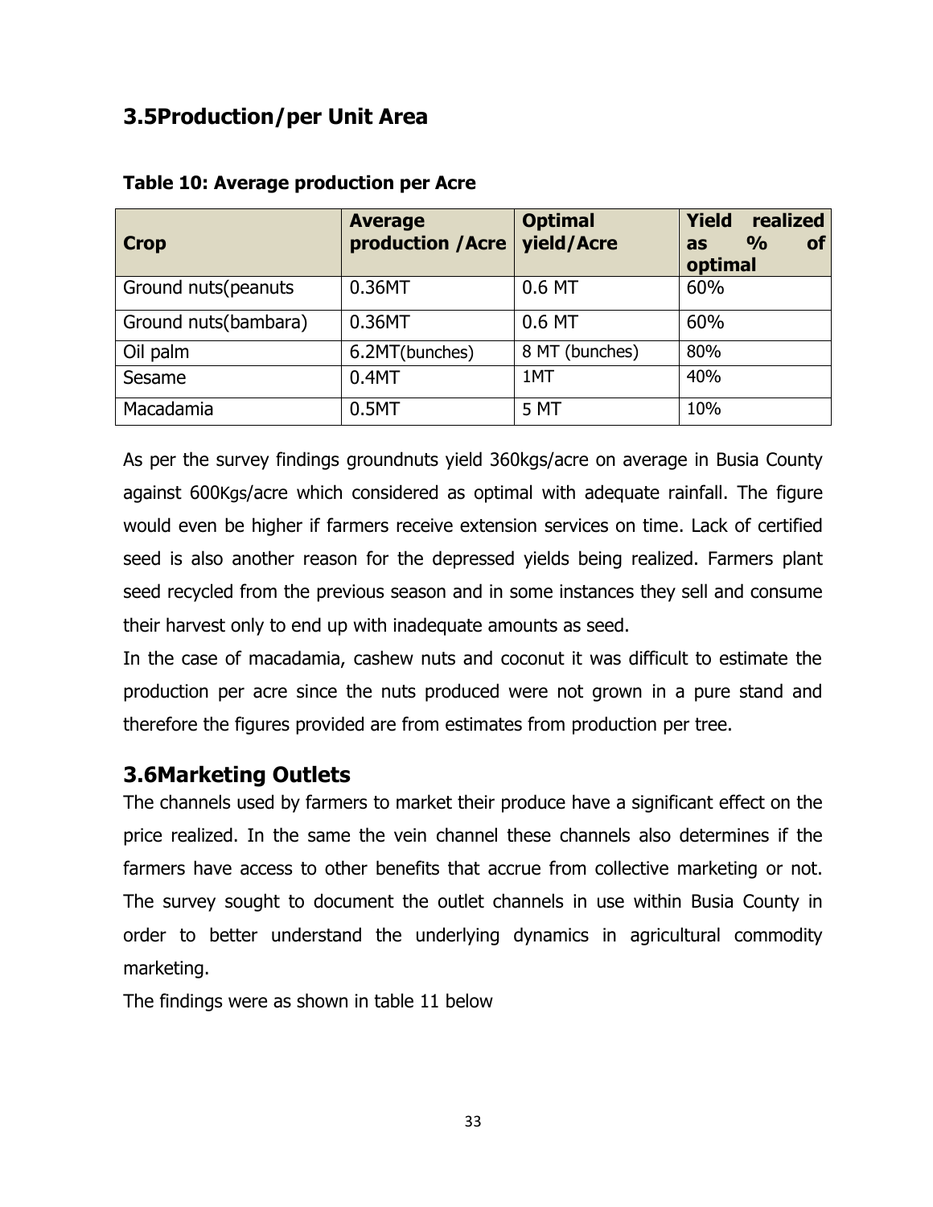## 3.5Production/per Unit Area

**Table 10: Average production per Acre**

| Crop | Average production /Acre | Optimal yield/Acre | Yield realized as % of optimal |
|---|---|---|---|
| Ground nuts(peanuts | 0.36MT | 0.6 MT | 60% |
| Ground nuts(bambara) | 0.36MT | 0.6 MT | 60% |
| Oil palm | 6.2MT(bunches) | 8 MT (bunches) | 80% |
| Sesame | 0.4MT | 1MT | 40% |
| Macadamia | 0.5MT | 5 MT | 10% |

As per the survey findings groundnuts yield 360kgs/acre on average in Busia County against 600Kgs/acre which considered as optimal with adequate rainfall. The figure would even be higher if farmers receive extension services on time. Lack of certified seed is also another reason for the depressed yields being realized. Farmers plant seed recycled from the previous season and in some instances they sell and consume their harvest only to end up with inadequate amounts as seed.

In the case of macadamia, cashew nuts and coconut it was difficult to estimate the production per acre since the nuts produced were not grown in a pure stand and therefore the figures provided are from estimates from production per tree.

## 3.6Marketing Outlets

The channels used by farmers to market their produce have a significant effect on the price realized. In the same the vein channel these channels also determines if the farmers have access to other benefits that accrue from collective marketing or not. The survey sought to document the outlet channels in use within Busia County in order to better understand the underlying dynamics in agricultural commodity marketing.

The findings were as shown in table 11 below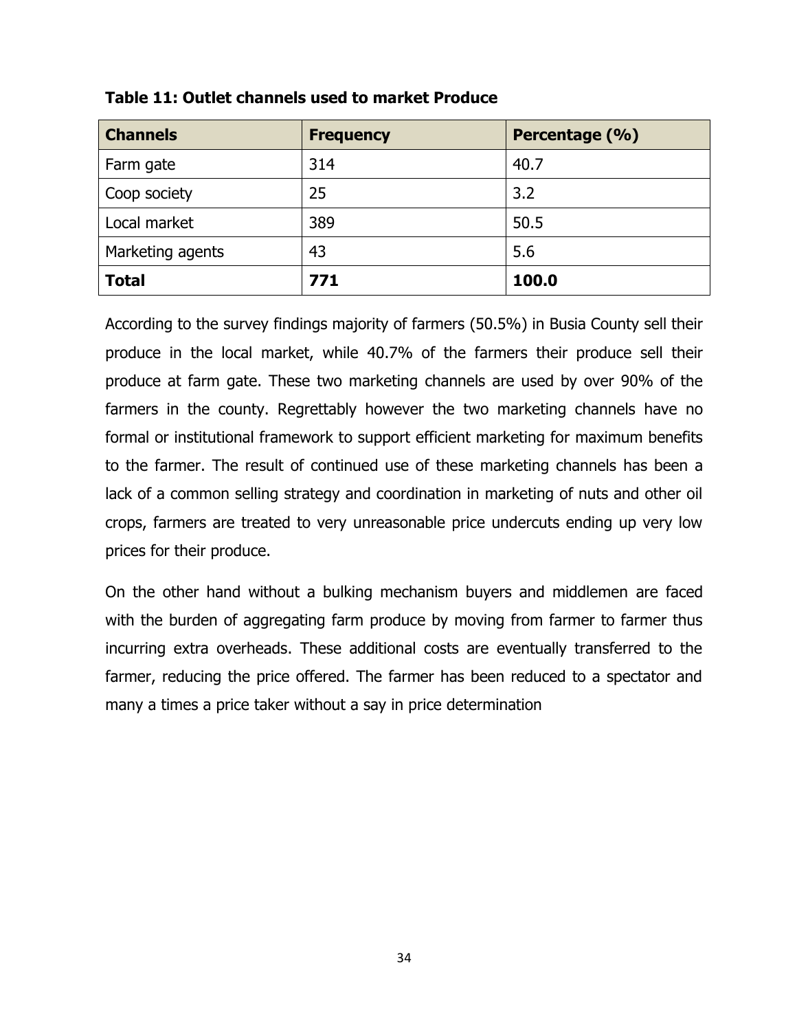**Table 11: Outlet channels used to market Produce**

| Channels | Frequency | Percentage (%) |
| --- | --- | --- |
| Farm gate | 314 | 40.7 |
| Coop society | 25 | 3.2 |
| Local market | 389 | 50.5 |
| Marketing agents | 43 | 5.6 |
| **Total** | **771** | **100.0** |

According to the survey findings majority of farmers (50.5%) in Busia County sell their produce in the local market, while 40.7% of the farmers their produce sell their produce at farm gate. These two marketing channels are used by over 90% of the farmers in the county. Regrettably however the two marketing channels have no formal or institutional framework to support efficient marketing for maximum benefits to the farmer. The result of continued use of these marketing channels has been a lack of a common selling strategy and coordination in marketing of nuts and other oil crops, farmers are treated to very unreasonable price undercuts ending up very low prices for their produce.

On the other hand without a bulking mechanism buyers and middlemen are faced with the burden of aggregating farm produce by moving from farmer to farmer thus incurring extra overheads. These additional costs are eventually transferred to the farmer, reducing the price offered. The farmer has been reduced to a spectator and many a times a price taker without a say in price determination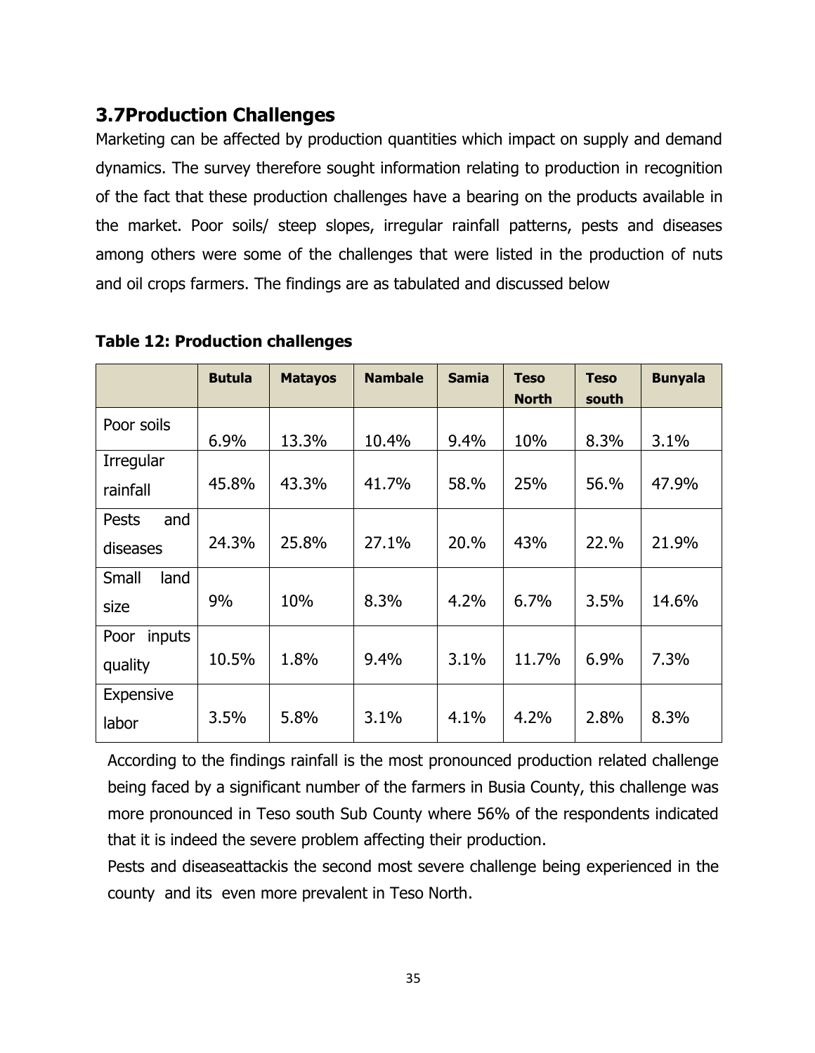## 3.7Production Challenges

Marketing can be affected by production quantities which impact on supply and demand dynamics. The survey therefore sought information relating to production in recognition of the fact that these production challenges have a bearing on the products available in the market. Poor soils/ steep slopes, irregular rainfall patterns, pests and diseases among others were some of the challenges that were listed in the production of nuts and oil crops farmers. The findings are as tabulated and discussed below

**Table 12: Production challenges**

| | **Butula** | **Matayos** | **Nambale** | **Samia** | **Teso North** | **Teso south** | **Bunyala** |
|---|---|---|---|---|---|---|---|
| Poor soils | 6.9% | 13.3% | 10.4% | 9.4% | 10% | 8.3% | 3.1% |
| Irregular rainfall | 45.8% | 43.3% | 41.7% | 58.% | 25% | 56.% | 47.9% |
| Pests and diseases | 24.3% | 25.8% | 27.1% | 20.% | 43% | 22.% | 21.9% |
| Small land size | 9% | 10% | 8.3% | 4.2% | 6.7% | 3.5% | 14.6% |
| Poor inputs quality | 10.5% | 1.8% | 9.4% | 3.1% | 11.7% | 6.9% | 7.3% |
| Expensive labor | 3.5% | 5.8% | 3.1% | 4.1% | 4.2% | 2.8% | 8.3% |

According to the findings rainfall is the most pronounced production related challenge being faced by a significant number of the farmers in Busia County, this challenge was more pronounced in Teso south Sub County where 56% of the respondents indicated that it is indeed the severe problem affecting their production.

Pests and diseaseattackis the second most severe challenge being experienced in the county and its even more prevalent in Teso North.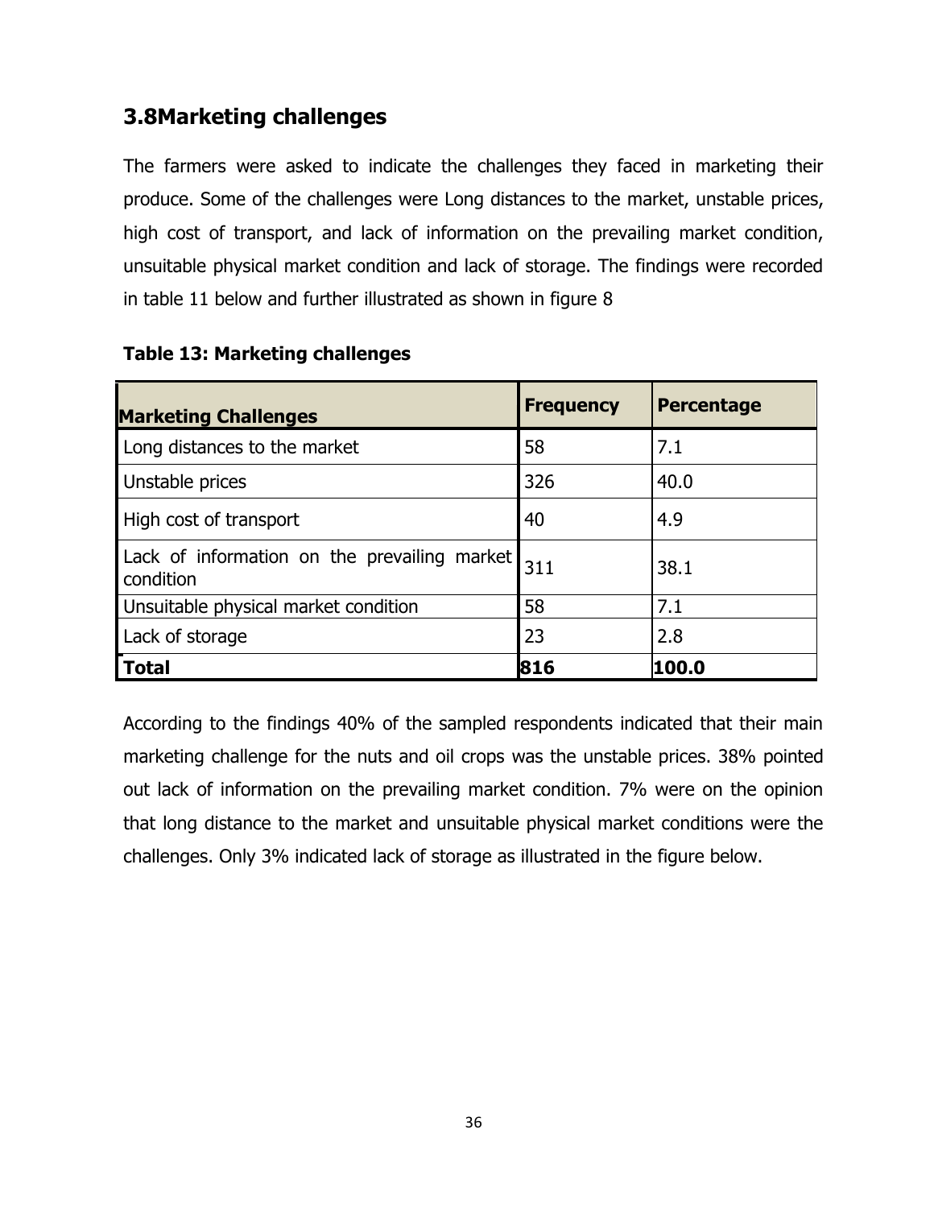## 3.8Marketing challenges

The farmers were asked to indicate the challenges they faced in marketing their produce. Some of the challenges were Long distances to the market, unstable prices, high cost of transport, and lack of information on the prevailing market condition, unsuitable physical market condition and lack of storage. The findings were recorded in table 11 below and further illustrated as shown in figure 8

**Table 13: Marketing challenges**

| Marketing Challenges | Frequency | Percentage |
|---|---|---|
| Long distances to the market | 58 | 7.1 |
| Unstable prices | 326 | 40.0 |
| High cost of transport | 40 | 4.9 |
| Lack of information on the prevailing market condition | 311 | 38.1 |
| Unsuitable physical market condition | 58 | 7.1 |
| Lack of storage | 23 | 2.8 |
| **Total** | **816** | **100.0** |

According to the findings 40% of the sampled respondents indicated that their main marketing challenge for the nuts and oil crops was the unstable prices. 38% pointed out lack of information on the prevailing market condition. 7% were on the opinion that long distance to the market and unsuitable physical market conditions were the challenges. Only 3% indicated lack of storage as illustrated in the figure below.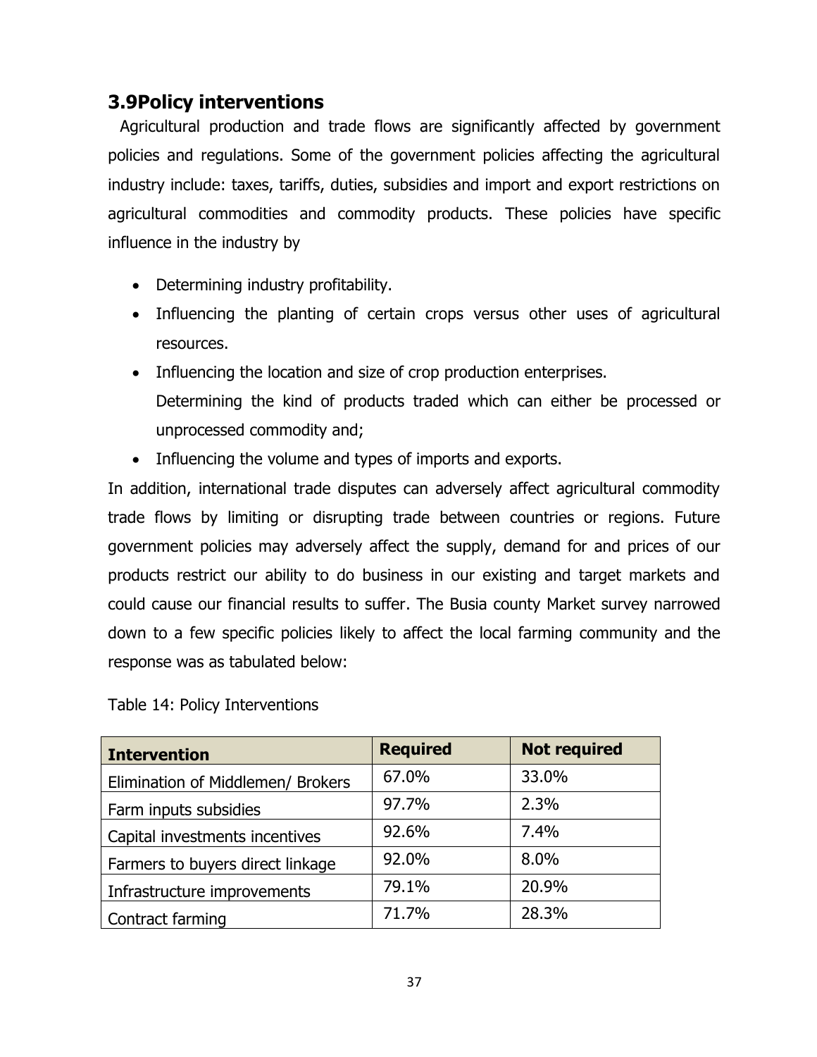## 3.9Policy interventions

Agricultural production and trade flows are significantly affected by government policies and regulations. Some of the government policies affecting the agricultural industry include: taxes, tariffs, duties, subsidies and import and export restrictions on agricultural commodities and commodity products. These policies have specific influence in the industry by

- Determining industry profitability.
- Influencing the planting of certain crops versus other uses of agricultural resources.
- Influencing the location and size of crop production enterprises.
  Determining the kind of products traded which can either be processed or unprocessed commodity and;
- Influencing the volume and types of imports and exports.

In addition, international trade disputes can adversely affect agricultural commodity trade flows by limiting or disrupting trade between countries or regions. Future government policies may adversely affect the supply, demand for and prices of our products restrict our ability to do business in our existing and target markets and could cause our financial results to suffer. The Busia county Market survey narrowed down to a few specific policies likely to affect the local farming community and the response was as tabulated below:

Table 14: Policy Interventions

| **Intervention** | **Required** | **Not required** |
|---|---|---|
| Elimination of Middlemen/ Brokers | 67.0% | 33.0% |
| Farm inputs subsidies | 97.7% | 2.3% |
| Capital investments incentives | 92.6% | 7.4% |
| Farmers to buyers direct linkage | 92.0% | 8.0% |
| Infrastructure improvements | 79.1% | 20.9% |
| Contract farming | 71.7% | 28.3% |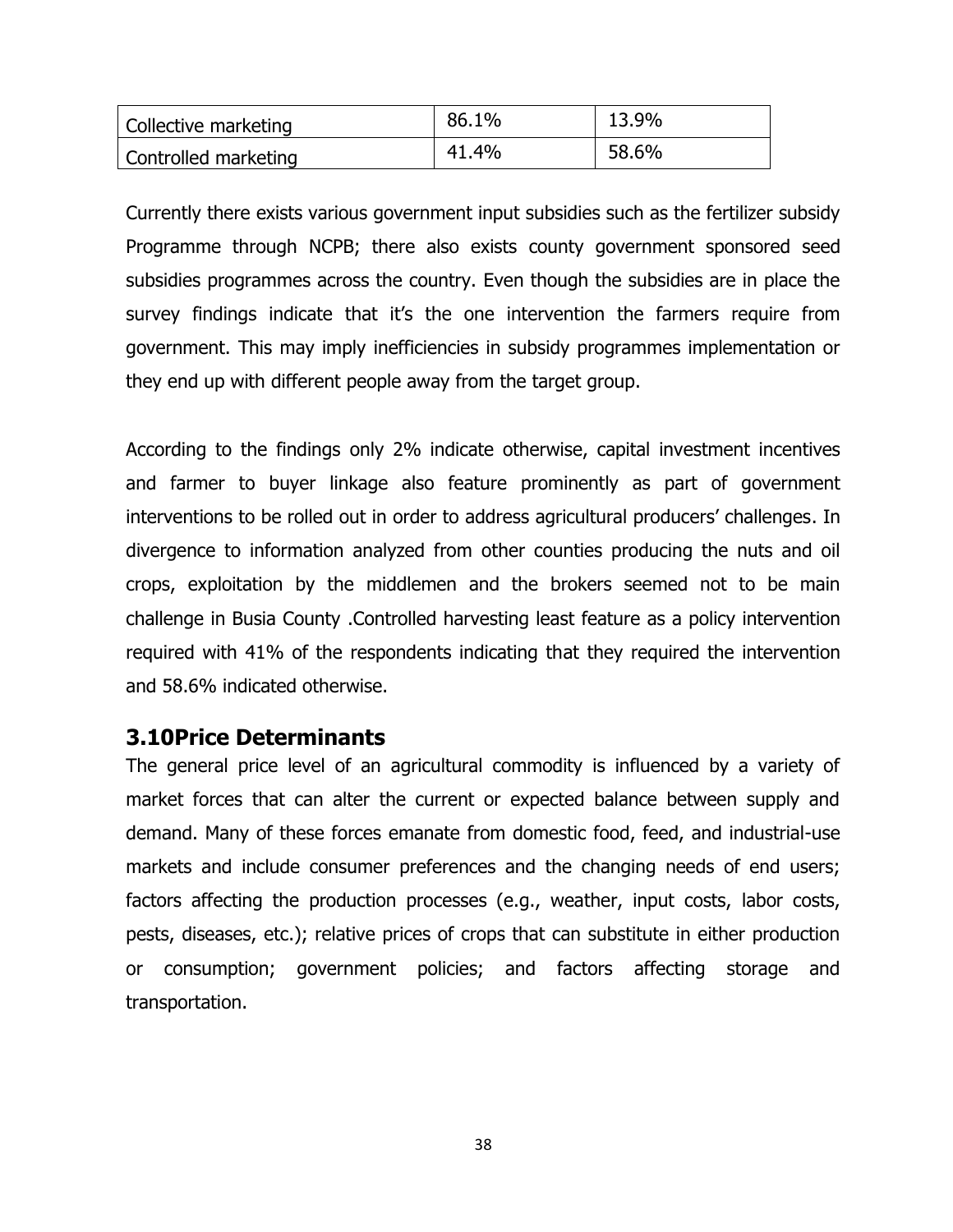| Collective marketing | 86.1% | 13.9% |
|---|---|---|
| Controlled marketing | 41.4% | 58.6% |

Currently there exists various government input subsidies such as the fertilizer subsidy Programme through NCPB; there also exists county government sponsored seed subsidies programmes across the country. Even though the subsidies are in place the survey findings indicate that it's the one intervention the farmers require from government. This may imply inefficiencies in subsidy programmes implementation or they end up with different people away from the target group.

According to the findings only 2% indicate otherwise, capital investment incentives and farmer to buyer linkage also feature prominently as part of government interventions to be rolled out in order to address agricultural producers' challenges. In divergence to information analyzed from other counties producing the nuts and oil crops, exploitation by the middlemen and the brokers seemed not to be main challenge in Busia County .Controlled harvesting least feature as a policy intervention required with 41% of the respondents indicating that they required the intervention and 58.6% indicated otherwise.

## 3.10Price Determinants

The general price level of an agricultural commodity is influenced by a variety of market forces that can alter the current or expected balance between supply and demand. Many of these forces emanate from domestic food, feed, and industrial-use markets and include consumer preferences and the changing needs of end users; factors affecting the production processes (e.g., weather, input costs, labor costs, pests, diseases, etc.); relative prices of crops that can substitute in either production or consumption; government policies; and factors affecting storage and transportation.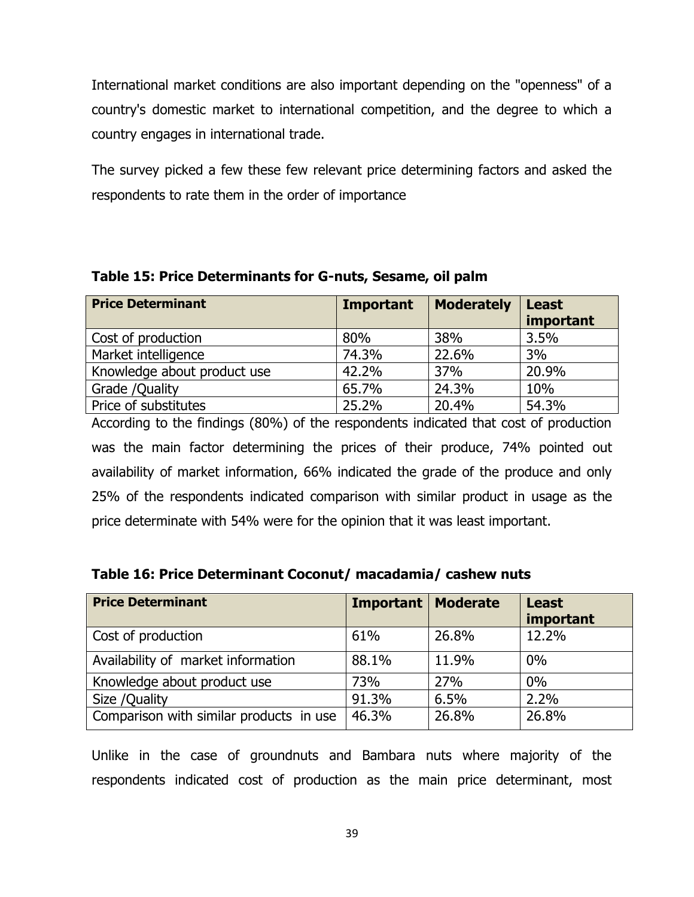International market conditions are also important depending on the "openness" of a country's domestic market to international competition, and the degree to which a country engages in international trade.

The survey picked a few these few relevant price determining factors and asked the respondents to rate them in the order of importance

**Table 15: Price Determinants for G-nuts, Sesame, oil palm**

| Price Determinant | Important | Moderately | Least important |
|---|---|---|---|
| Cost of production | 80% | 38% | 3.5% |
| Market intelligence | 74.3% | 22.6% | 3% |
| Knowledge about product use | 42.2% | 37% | 20.9% |
| Grade /Quality | 65.7% | 24.3% | 10% |
| Price of substitutes | 25.2% | 20.4% | 54.3% |

According to the findings (80%) of the respondents indicated that cost of production was the main factor determining the prices of their produce, 74% pointed out availability of market information, 66% indicated the grade of the produce and only 25% of the respondents indicated comparison with similar product in usage as the price determinate with 54% were for the opinion that it was least important.

**Table 16: Price Determinant Coconut/ macadamia/ cashew nuts**

| Price Determinant | Important | Moderate | Least important |
|---|---|---|---|
| Cost of production | 61% | 26.8% | 12.2% |
| Availability of market information | 88.1% | 11.9% | 0% |
| Knowledge about product use | 73% | 27% | 0% |
| Size /Quality | 91.3% | 6.5% | 2.2% |
| Comparison with similar products in use | 46.3% | 26.8% | 26.8% |

Unlike in the case of groundnuts and Bambara nuts where majority of the respondents indicated cost of production as the main price determinant, most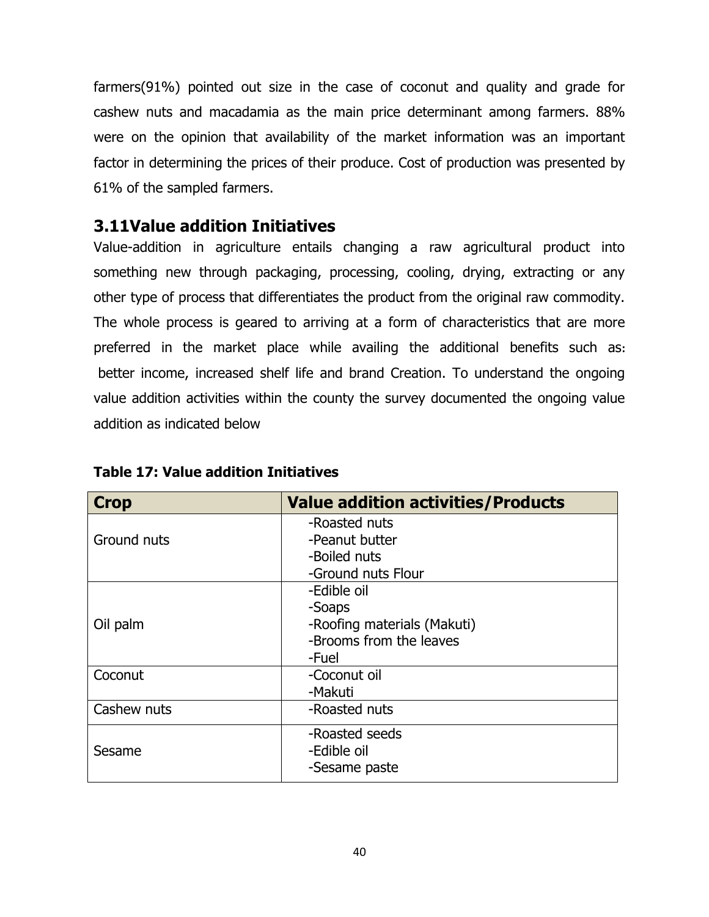farmers(91%) pointed out size in the case of coconut and quality and grade for cashew nuts and macadamia as the main price determinant among farmers. 88% were on the opinion that availability of the market information was an important factor in determining the prices of their produce. Cost of production was presented by 61% of the sampled farmers.

## 3.11Value addition Initiatives

Value-addition in agriculture entails changing a raw agricultural product into something new through packaging, processing, cooling, drying, extracting or any other type of process that differentiates the product from the original raw commodity. The whole process is geared to arriving at a form of characteristics that are more preferred in the market place while availing the additional benefits such as: better income, increased shelf life and brand Creation. To understand the ongoing value addition activities within the county the survey documented the ongoing value addition as indicated below

**Table 17: Value addition Initiatives**

| Crop | Value addition activities/Products |
|---|---|
| Ground nuts | -Roasted nuts<br>-Peanut butter<br>-Boiled nuts<br>-Ground nuts Flour |
| Oil palm | -Edible oil<br>-Soaps<br>-Roofing materials (Makuti)<br>-Brooms from the leaves<br>-Fuel |
| Coconut | -Coconut oil<br>-Makuti |
| Cashew nuts | -Roasted nuts |
| Sesame | -Roasted seeds<br>-Edible oil<br>-Sesame paste |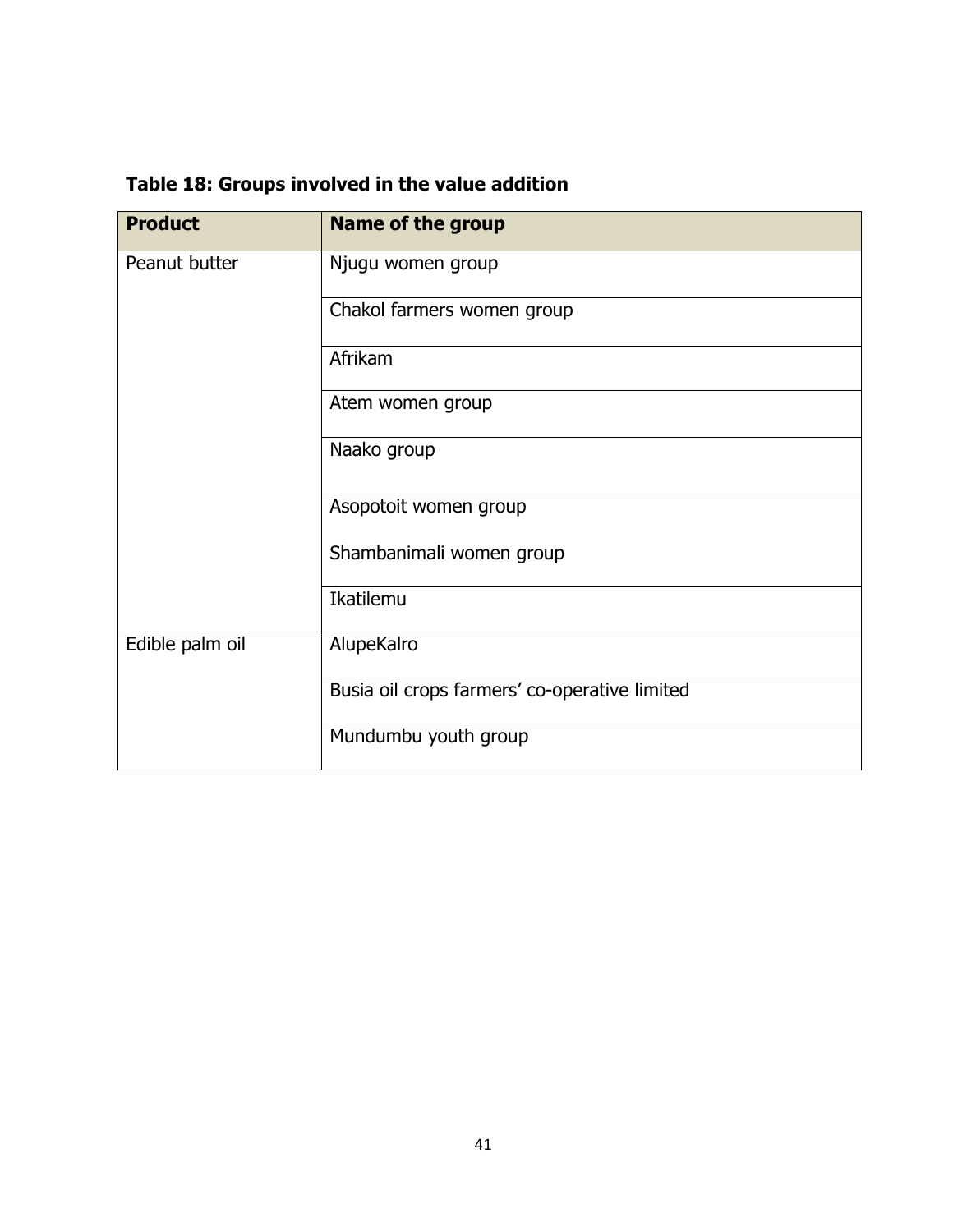**Table 18: Groups involved in the value addition**

| Product | Name of the group |
|---|---|
| Peanut butter | Njugu women group |
| | Chakol farmers women group |
| | Afrikam |
| | Atem women group |
| | Naako group |
| | Asopotoit women group<br><br>Shambanimali women group |
| | Ikatilemu |
| Edible palm oil | AlupeKalro |
| | Busia oil crops farmers' co-operative limited |
| | Mundumbu youth group |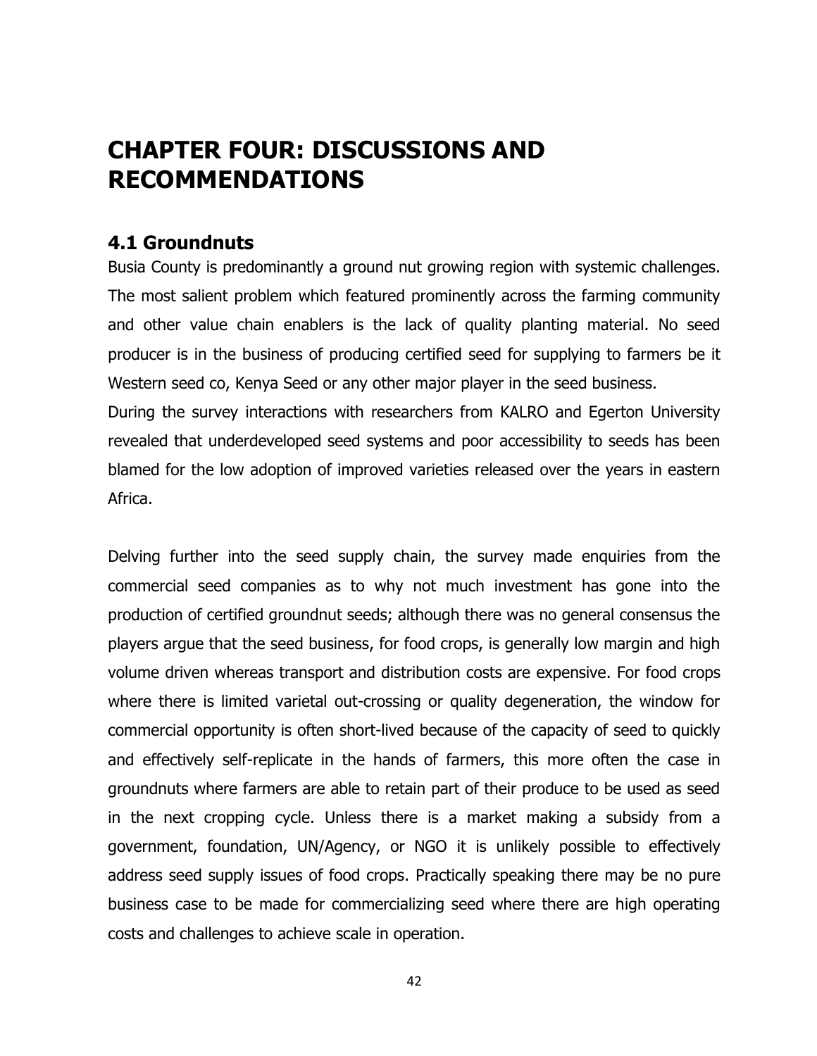# CHAPTER FOUR: DISCUSSIONS AND RECOMMENDATIONS

## 4.1 Groundnuts

Busia County is predominantly a ground nut growing region with systemic challenges. The most salient problem which featured prominently across the farming community and other value chain enablers is the lack of quality planting material. No seed producer is in the business of producing certified seed for supplying to farmers be it Western seed co, Kenya Seed or any other major player in the seed business.
During the survey interactions with researchers from KALRO and Egerton University revealed that underdeveloped seed systems and poor accessibility to seeds has been blamed for the low adoption of improved varieties released over the years in eastern Africa.

Delving further into the seed supply chain, the survey made enquiries from the commercial seed companies as to why not much investment has gone into the production of certified groundnut seeds; although there was no general consensus the players argue that the seed business, for food crops, is generally low margin and high volume driven whereas transport and distribution costs are expensive. For food crops where there is limited varietal out-crossing or quality degeneration, the window for commercial opportunity is often short-lived because of the capacity of seed to quickly and effectively self-replicate in the hands of farmers, this more often the case in groundnuts where farmers are able to retain part of their produce to be used as seed in the next cropping cycle. Unless there is a market making a subsidy from a government, foundation, UN/Agency, or NGO it is unlikely possible to effectively address seed supply issues of food crops. Practically speaking there may be no pure business case to be made for commercializing seed where there are high operating costs and challenges to achieve scale in operation.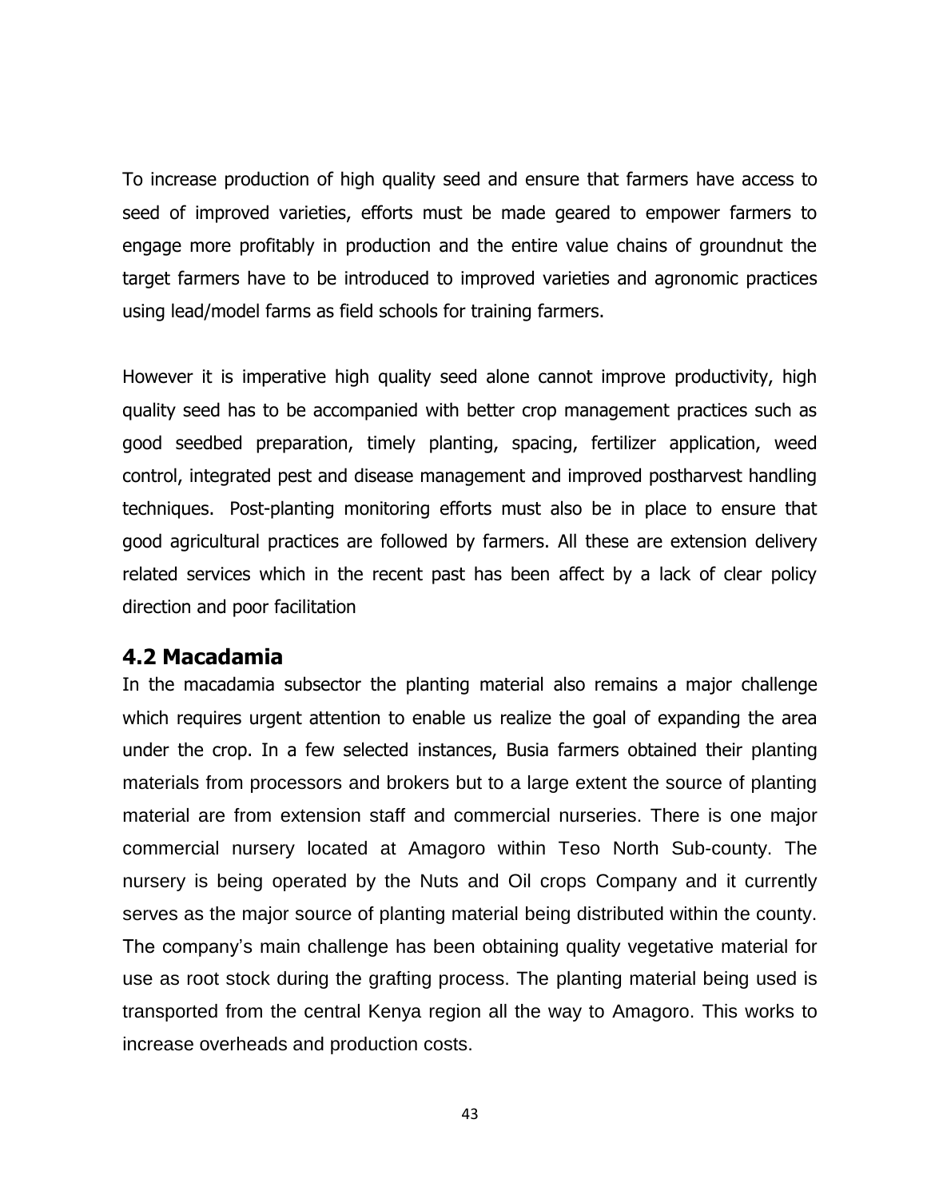To increase production of high quality seed and ensure that farmers have access to seed of improved varieties, efforts must be made geared to empower farmers to engage more profitably in production and the entire value chains of groundnut the target farmers have to be introduced to improved varieties and agronomic practices using lead/model farms as field schools for training farmers.

However it is imperative high quality seed alone cannot improve productivity, high quality seed has to be accompanied with better crop management practices such as good seedbed preparation, timely planting, spacing, fertilizer application, weed control, integrated pest and disease management and improved postharvest handling techniques. Post-planting monitoring efforts must also be in place to ensure that good agricultural practices are followed by farmers. All these are extension delivery related services which in the recent past has been affect by a lack of clear policy direction and poor facilitation

## 4.2 Macadamia

In the macadamia subsector the planting material also remains a major challenge which requires urgent attention to enable us realize the goal of expanding the area under the crop. In a few selected instances, Busia farmers obtained their planting materials from processors and brokers but to a large extent the source of planting material are from extension staff and commercial nurseries. There is one major commercial nursery located at Amagoro within Teso North Sub-county. The nursery is being operated by the Nuts and Oil crops Company and it currently serves as the major source of planting material being distributed within the county. The company's main challenge has been obtaining quality vegetative material for use as root stock during the grafting process. The planting material being used is transported from the central Kenya region all the way to Amagoro. This works to increase overheads and production costs.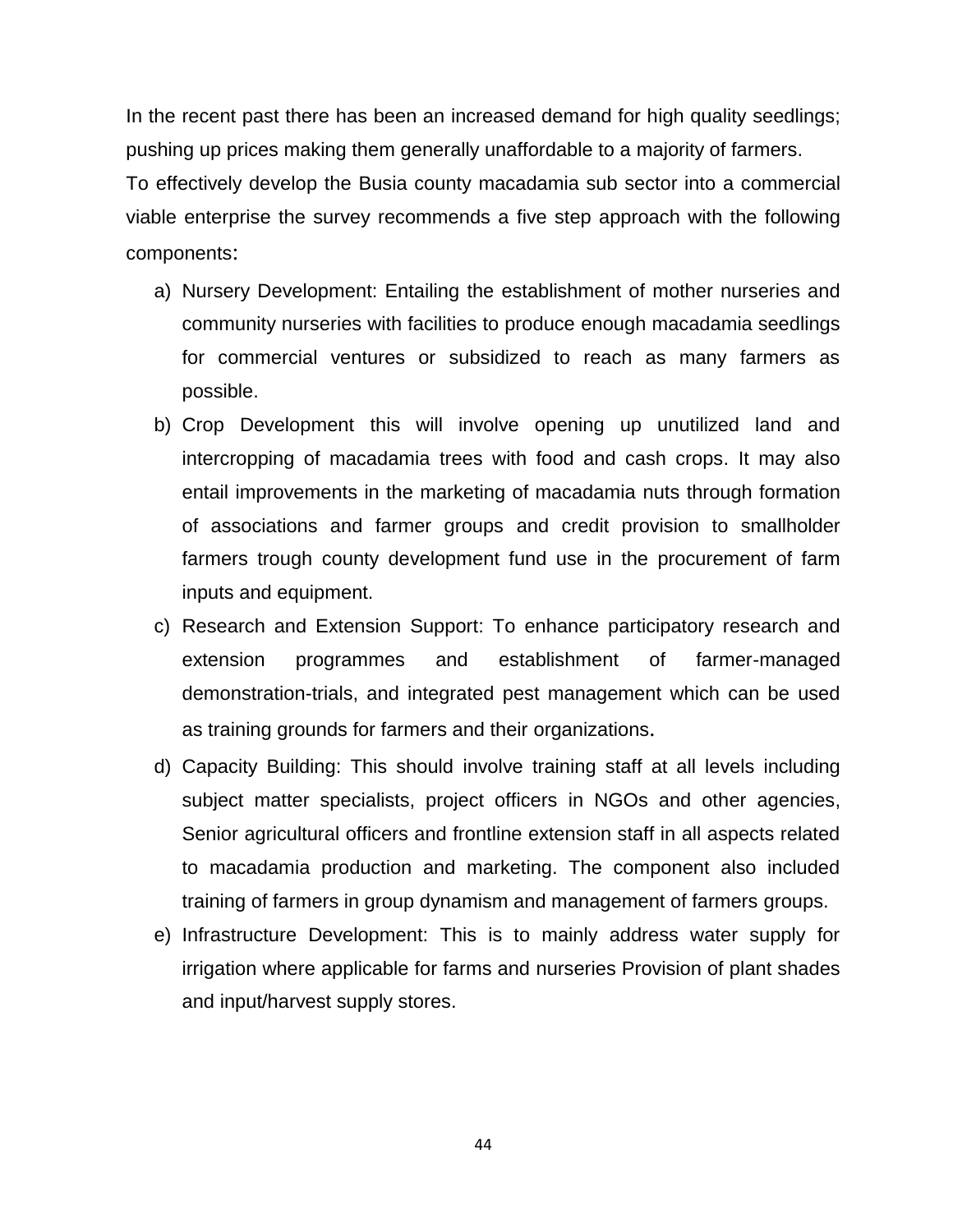In the recent past there has been an increased demand for high quality seedlings; pushing up prices making them generally unaffordable to a majority of farmers.

To effectively develop the Busia county macadamia sub sector into a commercial viable enterprise the survey recommends a five step approach with the following components:

a) Nursery Development: Entailing the establishment of mother nurseries and community nurseries with facilities to produce enough macadamia seedlings for commercial ventures or subsidized to reach as many farmers as possible.

b) Crop Development this will involve opening up unutilized land and intercropping of macadamia trees with food and cash crops. It may also entail improvements in the marketing of macadamia nuts through formation of associations and farmer groups and credit provision to smallholder farmers trough county development fund use in the procurement of farm inputs and equipment.

c) Research and Extension Support: To enhance participatory research and extension programmes and establishment of farmer-managed demonstration-trials, and integrated pest management which can be used as training grounds for farmers and their organizations.

d) Capacity Building: This should involve training staff at all levels including subject matter specialists, project officers in NGOs and other agencies, Senior agricultural officers and frontline extension staff in all aspects related to macadamia production and marketing. The component also included training of farmers in group dynamism and management of farmers groups.

e) Infrastructure Development: This is to mainly address water supply for irrigation where applicable for farms and nurseries Provision of plant shades and input/harvest supply stores.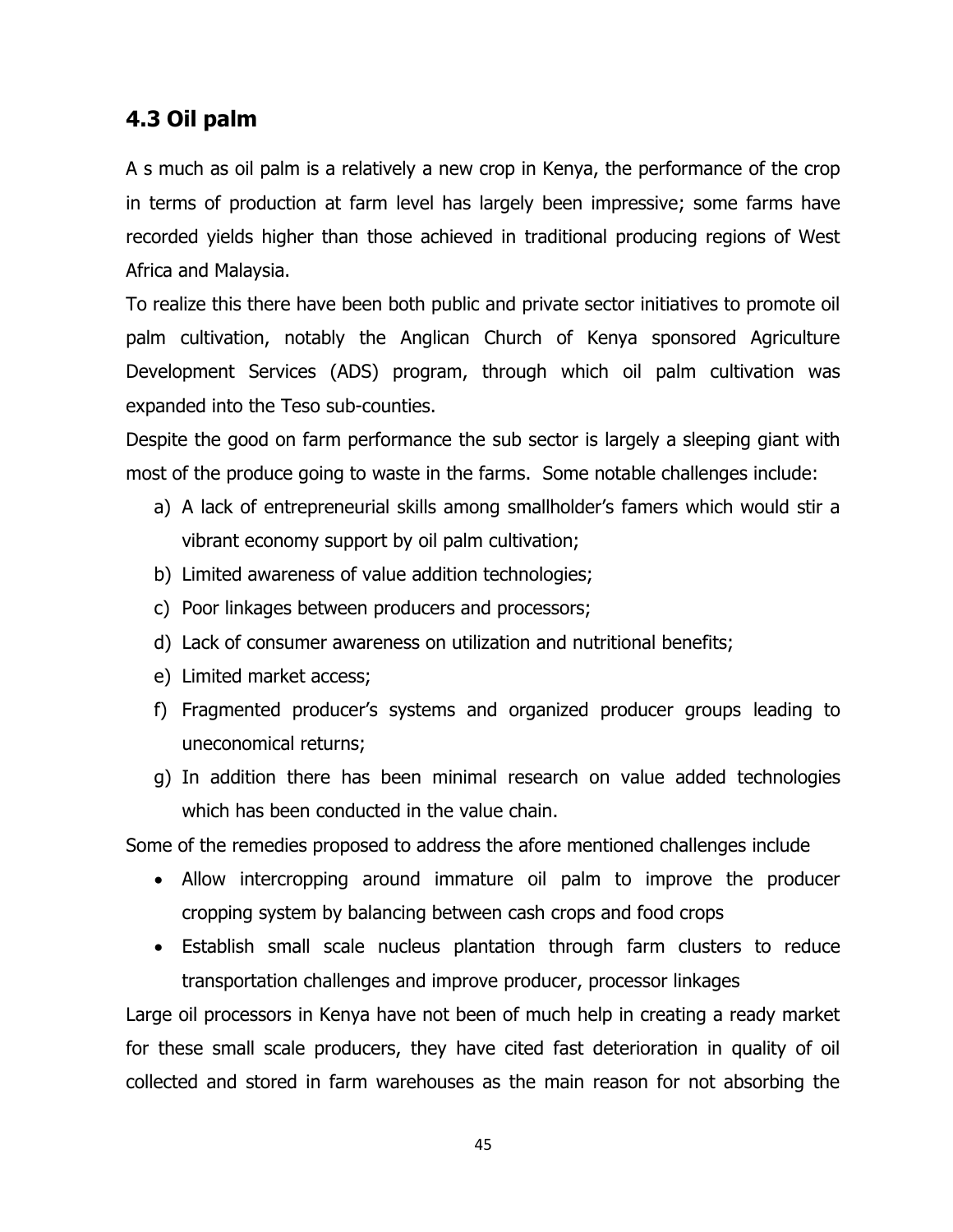## 4.3 Oil palm

A s much as oil palm is a relatively a new crop in Kenya, the performance of the crop in terms of production at farm level has largely been impressive; some farms have recorded yields higher than those achieved in traditional producing regions of West Africa and Malaysia.

To realize this there have been both public and private sector initiatives to promote oil palm cultivation, notably the Anglican Church of Kenya sponsored Agriculture Development Services (ADS) program, through which oil palm cultivation was expanded into the Teso sub-counties.

Despite the good on farm performance the sub sector is largely a sleeping giant with most of the produce going to waste in the farms. Some notable challenges include:

a) A lack of entrepreneurial skills among smallholder's famers which would stir a vibrant economy support by oil palm cultivation;
b) Limited awareness of value addition technologies;
c) Poor linkages between producers and processors;
d) Lack of consumer awareness on utilization and nutritional benefits;
e) Limited market access;
f) Fragmented producer's systems and organized producer groups leading to uneconomical returns;
g) In addition there has been minimal research on value added technologies which has been conducted in the value chain.

Some of the remedies proposed to address the afore mentioned challenges include

- Allow intercropping around immature oil palm to improve the producer cropping system by balancing between cash crops and food crops
- Establish small scale nucleus plantation through farm clusters to reduce transportation challenges and improve producer, processor linkages

Large oil processors in Kenya have not been of much help in creating a ready market for these small scale producers, they have cited fast deterioration in quality of oil collected and stored in farm warehouses as the main reason for not absorbing the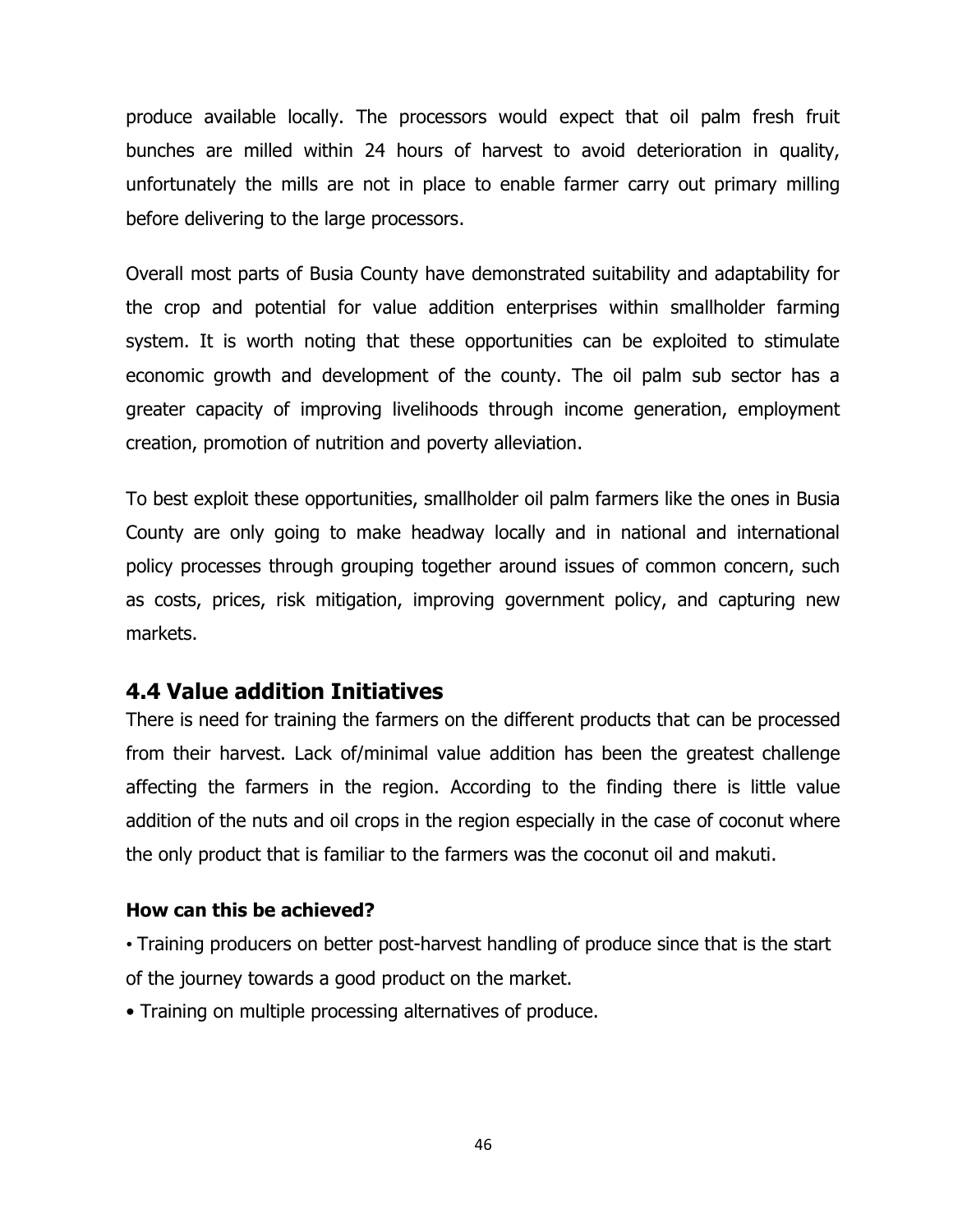produce available locally. The processors would expect that oil palm fresh fruit bunches are milled within 24 hours of harvest to avoid deterioration in quality, unfortunately the mills are not in place to enable farmer carry out primary milling before delivering to the large processors.

Overall most parts of Busia County have demonstrated suitability and adaptability for the crop and potential for value addition enterprises within smallholder farming system. It is worth noting that these opportunities can be exploited to stimulate economic growth and development of the county. The oil palm sub sector has a greater capacity of improving livelihoods through income generation, employment creation, promotion of nutrition and poverty alleviation.

To best exploit these opportunities, smallholder oil palm farmers like the ones in Busia County are only going to make headway locally and in national and international policy processes through grouping together around issues of common concern, such as costs, prices, risk mitigation, improving government policy, and capturing new markets.

## 4.4 Value addition Initiatives

There is need for training the farmers on the different products that can be processed from their harvest. Lack of/minimal value addition has been the greatest challenge affecting the farmers in the region. According to the finding there is little value addition of the nuts and oil crops in the region especially in the case of coconut where the only product that is familiar to the farmers was the coconut oil and makuti.

**How can this be achieved?**

- Training producers on better post-harvest handling of produce since that is the start of the journey towards a good product on the market.
- Training on multiple processing alternatives of produce.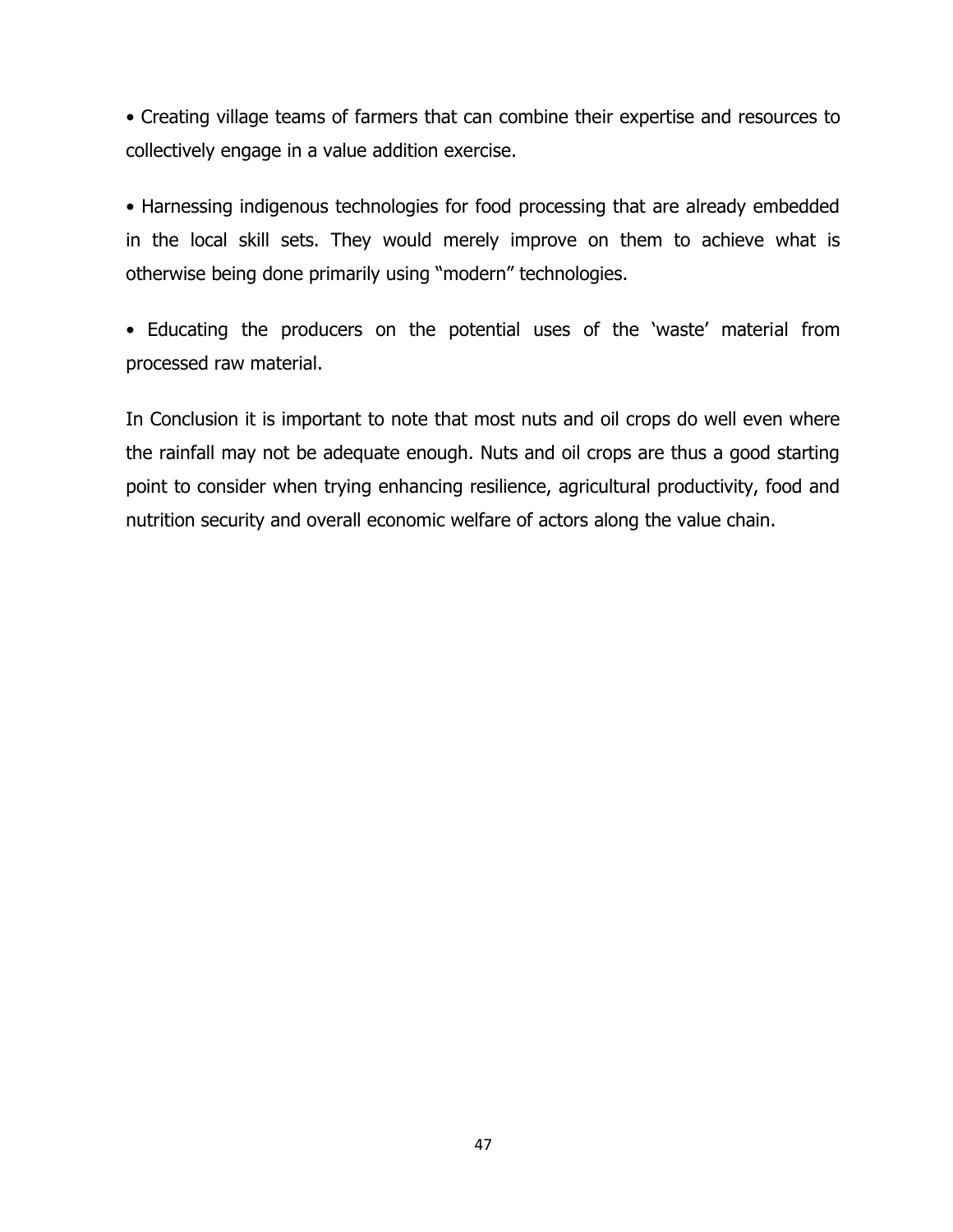- Creating village teams of farmers that can combine their expertise and resources to collectively engage in a value addition exercise.

- Harnessing indigenous technologies for food processing that are already embedded in the local skill sets. They would merely improve on them to achieve what is otherwise being done primarily using "modern" technologies.

- Educating the producers on the potential uses of the 'waste' material from processed raw material.

In Conclusion it is important to note that most nuts and oil crops do well even where the rainfall may not be adequate enough. Nuts and oil crops are thus a good starting point to consider when trying enhancing resilience, agricultural productivity, food and nutrition security and overall economic welfare of actors along the value chain.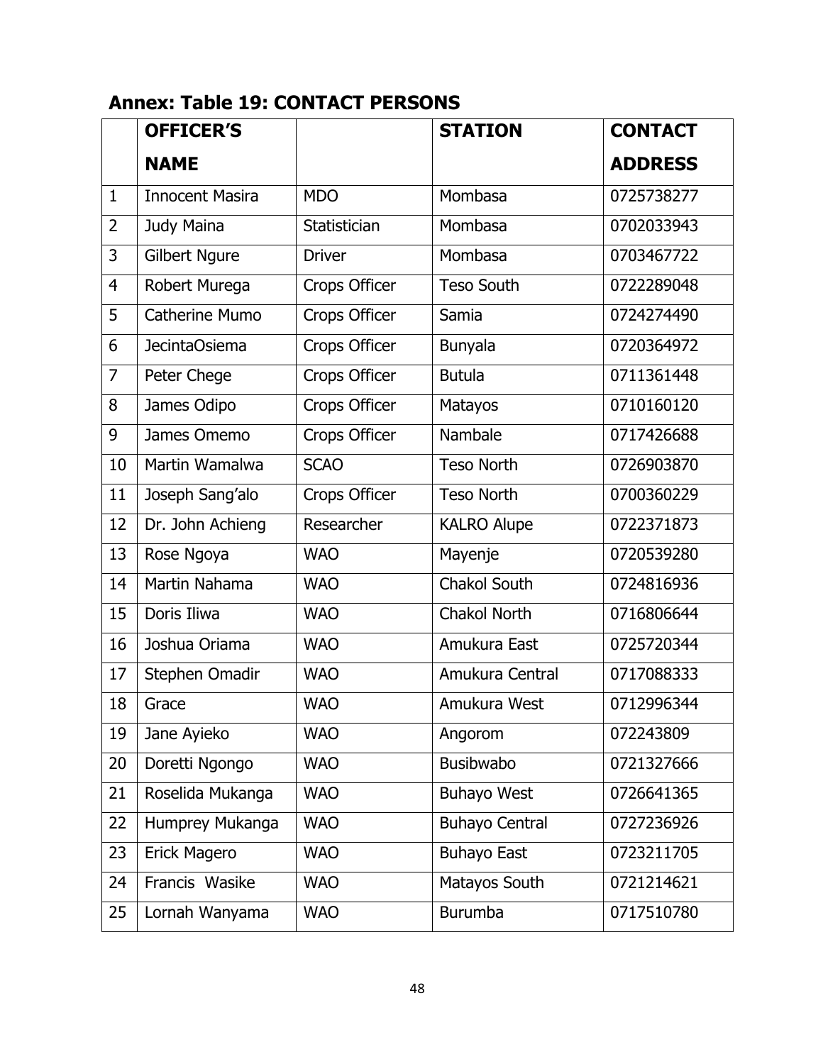## Annex: Table 19: CONTACT PERSONS

| | OFFICER'S NAME | | STATION | CONTACT ADDRESS |
|---|---|---|---|---|
| 1 | Innocent Masira | MDO | Mombasa | 0725738277 |
| 2 | Judy Maina | Statistician | Mombasa | 0702033943 |
| 3 | Gilbert Ngure | Driver | Mombasa | 0703467722 |
| 4 | Robert Murega | Crops Officer | Teso South | 0722289048 |
| 5 | Catherine Mumo | Crops Officer | Samia | 0724274490 |
| 6 | JecintaOsiema | Crops Officer | Bunyala | 0720364972 |
| 7 | Peter Chege | Crops Officer | Butula | 0711361448 |
| 8 | James Odipo | Crops Officer | Matayos | 0710160120 |
| 9 | James Omemo | Crops Officer | Nambale | 0717426688 |
| 10 | Martin Wamalwa | SCAO | Teso North | 0726903870 |
| 11 | Joseph Sang'alo | Crops Officer | Teso North | 0700360229 |
| 12 | Dr. John Achieng | Researcher | KALRO Alupe | 0722371873 |
| 13 | Rose Ngoya | WAO | Mayenje | 0720539280 |
| 14 | Martin Nahama | WAO | Chakol South | 0724816936 |
| 15 | Doris Iliwa | WAO | Chakol North | 0716806644 |
| 16 | Joshua Oriama | WAO | Amukura East | 0725720344 |
| 17 | Stephen Omadir | WAO | Amukura Central | 0717088333 |
| 18 | Grace | WAO | Amukura West | 0712996344 |
| 19 | Jane Ayieko | WAO | Angorom | 072243809 |
| 20 | Doretti Ngongo | WAO | Busibwabo | 0721327666 |
| 21 | Roselida Mukanga | WAO | Buhayo West | 0726641365 |
| 22 | Humprey Mukanga | WAO | Buhayo Central | 0727236926 |
| 23 | Erick Magero | WAO | Buhayo East | 0723211705 |
| 24 | Francis Wasike | WAO | Matayos South | 0721214621 |
| 25 | Lornah Wanyama | WAO | Burumba | 0717510780 |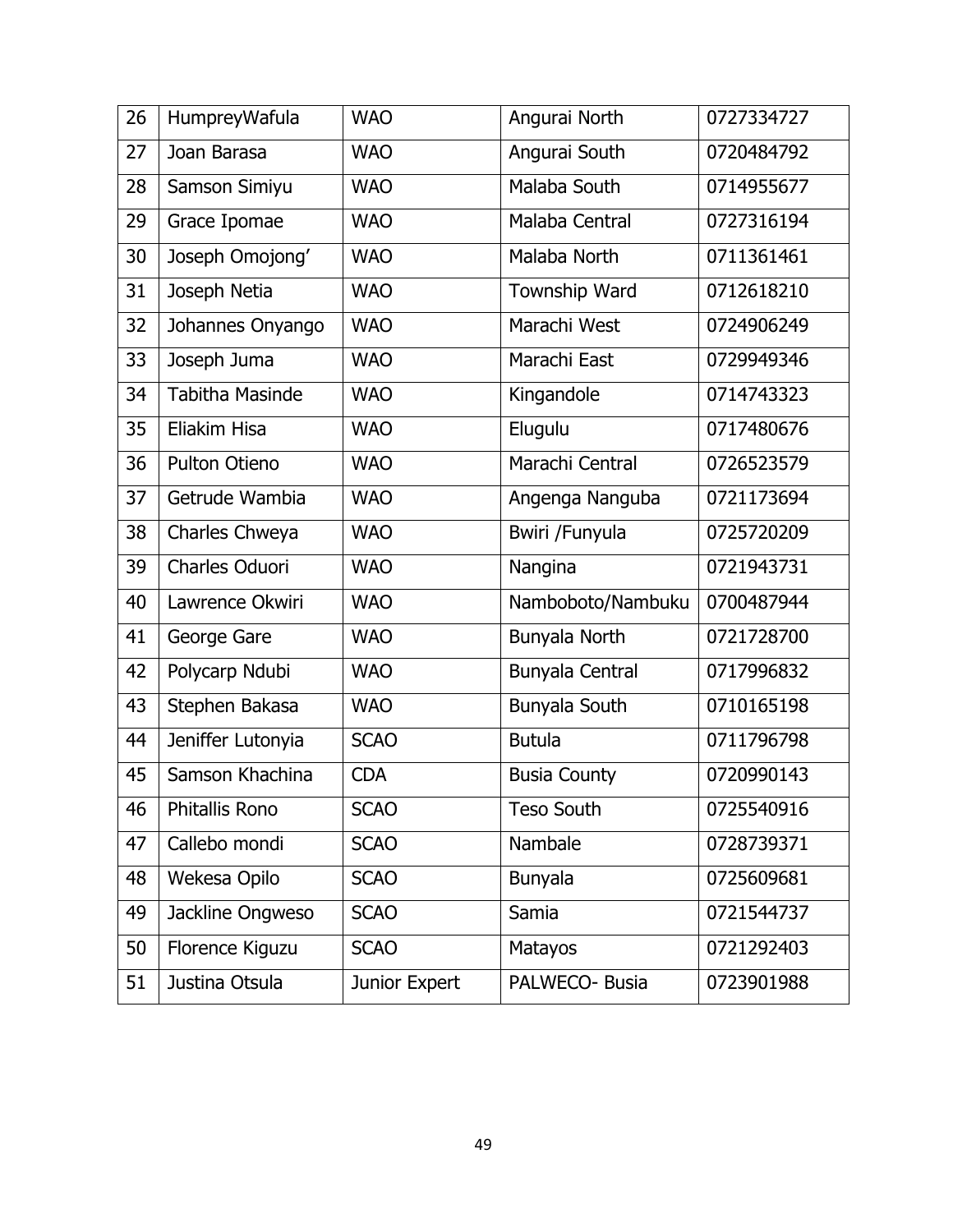| | | | | |
|---|---|---|---|---|
| 26 | HumpreyWafula | WAO | Angurai North | 0727334727 |
| 27 | Joan Barasa | WAO | Angurai South | 0720484792 |
| 28 | Samson Simiyu | WAO | Malaba South | 0714955677 |
| 29 | Grace Ipomae | WAO | Malaba Central | 0727316194 |
| 30 | Joseph Omojong’ | WAO | Malaba North | 0711361461 |
| 31 | Joseph Netia | WAO | Township Ward | 0712618210 |
| 32 | Johannes Onyango | WAO | Marachi West | 0724906249 |
| 33 | Joseph Juma | WAO | Marachi East | 0729949346 |
| 34 | Tabitha Masinde | WAO | Kingandole | 0714743323 |
| 35 | Eliakim Hisa | WAO | Elugulu | 0717480676 |
| 36 | Pulton Otieno | WAO | Marachi Central | 0726523579 |
| 37 | Getrude Wambia | WAO | Angenga Nanguba | 0721173694 |
| 38 | Charles Chweya | WAO | Bwiri /Funyula | 0725720209 |
| 39 | Charles Oduori | WAO | Nangina | 0721943731 |
| 40 | Lawrence Okwiri | WAO | Namboboto/Nambuku | 0700487944 |
| 41 | George Gare | WAO | Bunyala North | 0721728700 |
| 42 | Polycarp Ndubi | WAO | Bunyala Central | 0717996832 |
| 43 | Stephen Bakasa | WAO | Bunyala South | 0710165198 |
| 44 | Jeniffer Lutonyia | SCAO | Butula | 0711796798 |
| 45 | Samson Khachina | CDA | Busia County | 0720990143 |
| 46 | Phitallis Rono | SCAO | Teso South | 0725540916 |
| 47 | Callebo mondi | SCAO | Nambale | 0728739371 |
| 48 | Wekesa Opilo | SCAO | Bunyala | 0725609681 |
| 49 | Jackline Ongweso | SCAO | Samia | 0721544737 |
| 50 | Florence Kiguzu | SCAO | Matayos | 0721292403 |
| 51 | Justina Otsula | Junior Expert | PALWECO- Busia | 0723901988 |